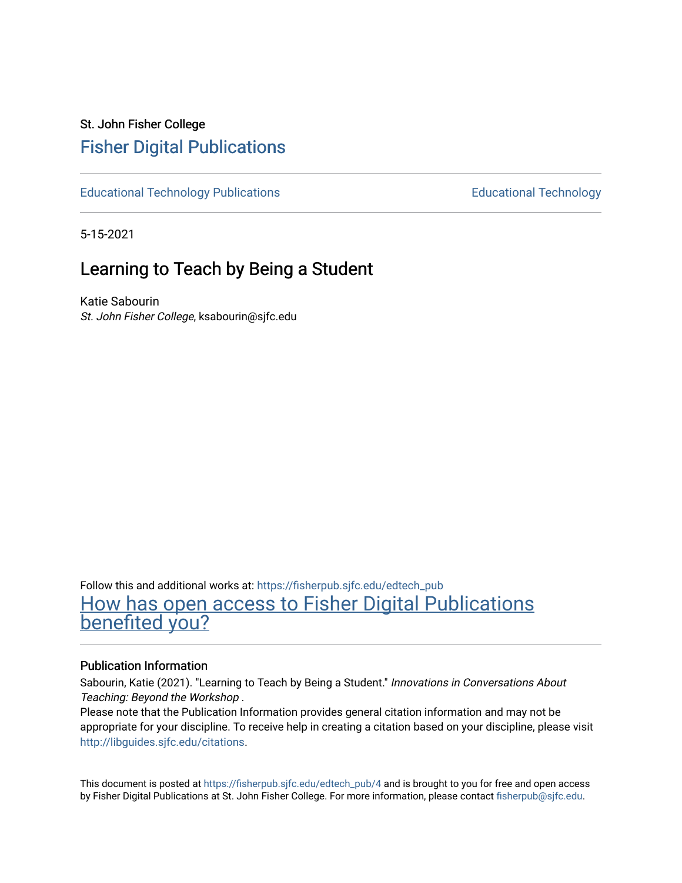St. John Fisher College

# Fisher Digital Publications

Educational Technology Publications | Educational Technology

5-15-2021

## Learning to Teach by Being a Student

Katie Sabourin

*St. John Fisher College*, ksabourin@sjfc.edu

Follow this and additional works at: https://fisherpub.sjfc.edu/edtech_pub

How has open access to Fisher Digital Publications benefited you?

### Publication Information

Sabourin, Katie (2021). "Learning to Teach by Being a Student." *Innovations in Conversations About Teaching: Beyond the Workshop* .

Please note that the Publication Information provides general citation information and may not be appropriate for your discipline. To receive help in creating a citation based on your discipline, please visit http://libguides.sjfc.edu/citations.

This document is posted at https://fisherpub.sjfc.edu/edtech_pub/4 and is brought to you for free and open access by Fisher Digital Publications at St. John Fisher College. For more information, please contact fisherpub@sjfc.edu.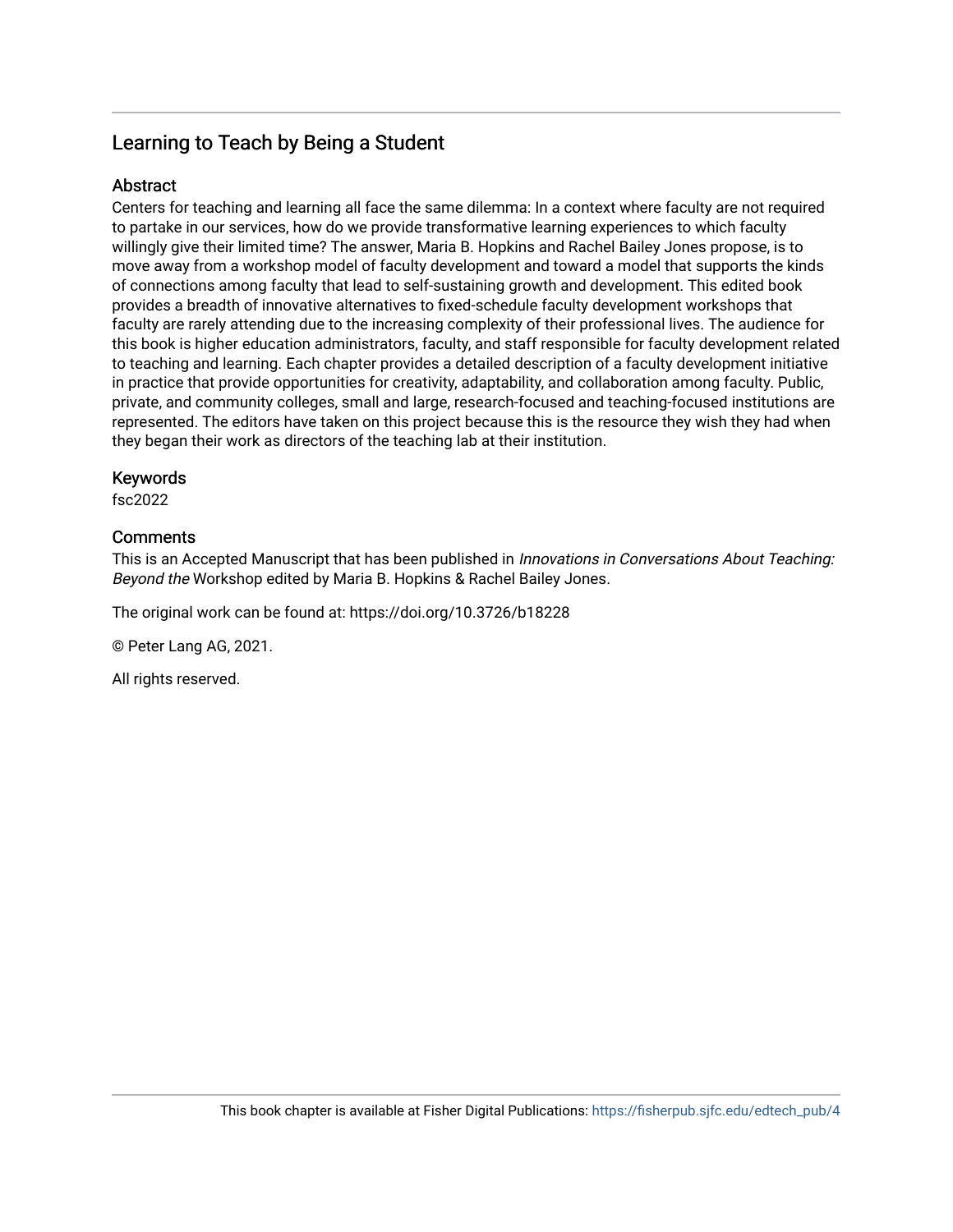# Learning to Teach by Being a Student

## Abstract

Centers for teaching and learning all face the same dilemma: In a context where faculty are not required to partake in our services, how do we provide transformative learning experiences to which faculty willingly give their limited time? The answer, Maria B. Hopkins and Rachel Bailey Jones propose, is to move away from a workshop model of faculty development and toward a model that supports the kinds of connections among faculty that lead to self-sustaining growth and development. This edited book provides a breadth of innovative alternatives to fixed-schedule faculty development workshops that faculty are rarely attending due to the increasing complexity of their professional lives. The audience for this book is higher education administrators, faculty, and staff responsible for faculty development related to teaching and learning. Each chapter provides a detailed description of a faculty development initiative in practice that provide opportunities for creativity, adaptability, and collaboration among faculty. Public, private, and community colleges, small and large, research-focused and teaching-focused institutions are represented. The editors have taken on this project because this is the resource they wish they had when they began their work as directors of the teaching lab at their institution.

## Keywords

fsc2022

## Comments

This is an Accepted Manuscript that has been published in *Innovations in Conversations About Teaching: Beyond the* Workshop edited by Maria B. Hopkins & Rachel Bailey Jones.

The original work can be found at: https://doi.org/10.3726/b18228

© Peter Lang AG, 2021.

All rights reserved.

This book chapter is available at Fisher Digital Publications: https://fisherpub.sjfc.edu/edtech_pub/4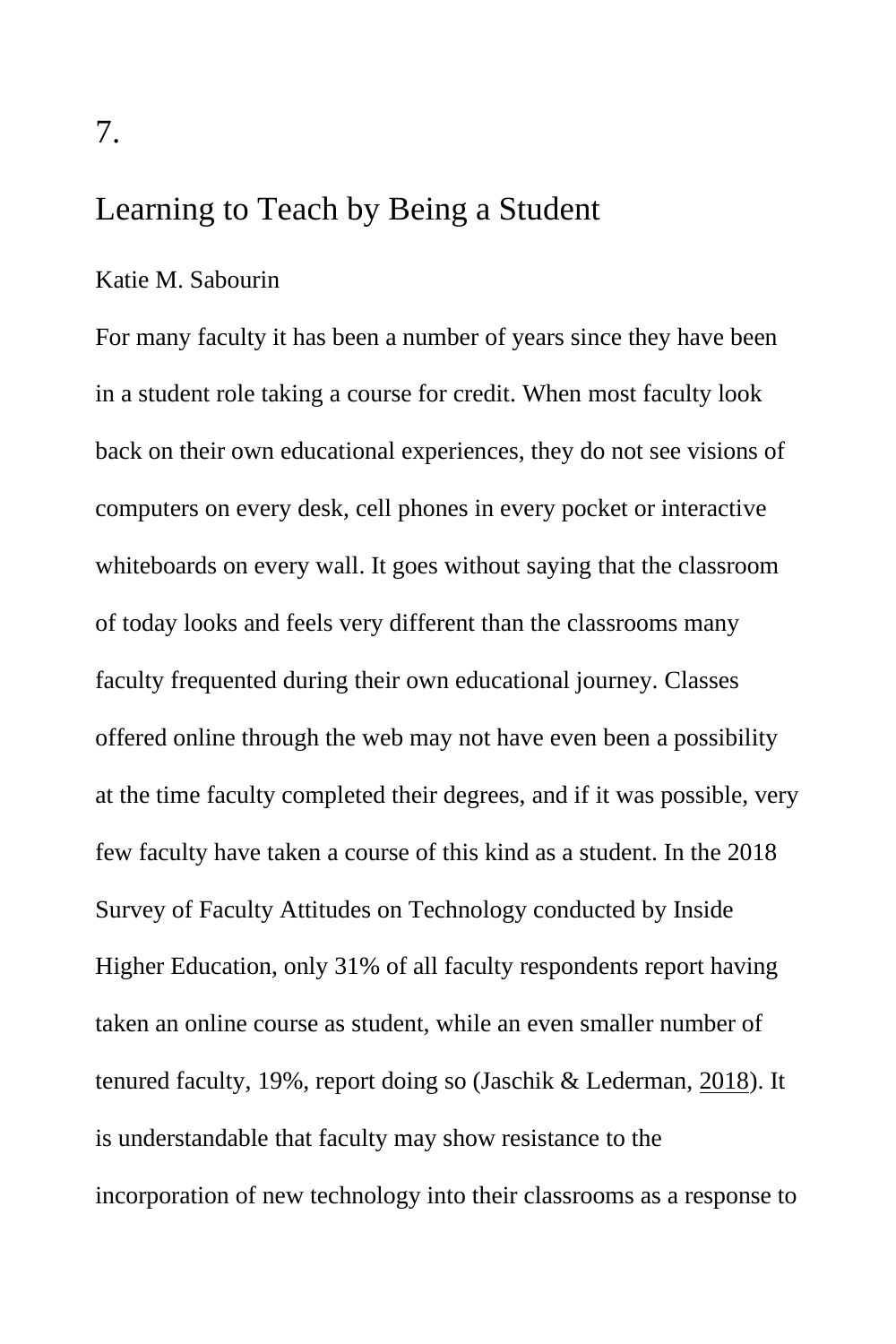# 7.

## Learning to Teach by Being a Student

Katie M. Sabourin

For many faculty it has been a number of years since they have been in a student role taking a course for credit. When most faculty look back on their own educational experiences, they do not see visions of computers on every desk, cell phones in every pocket or interactive whiteboards on every wall. It goes without saying that the classroom of today looks and feels very different than the classrooms many faculty frequented during their own educational journey. Classes offered online through the web may not have even been a possibility at the time faculty completed their degrees, and if it was possible, very few faculty have taken a course of this kind as a student. In the 2018 Survey of Faculty Attitudes on Technology conducted by Inside Higher Education, only 31% of all faculty respondents report having taken an online course as student, while an even smaller number of tenured faculty, 19%, report doing so (Jaschik & Lederman, 2018). It is understandable that faculty may show resistance to the incorporation of new technology into their classrooms as a response to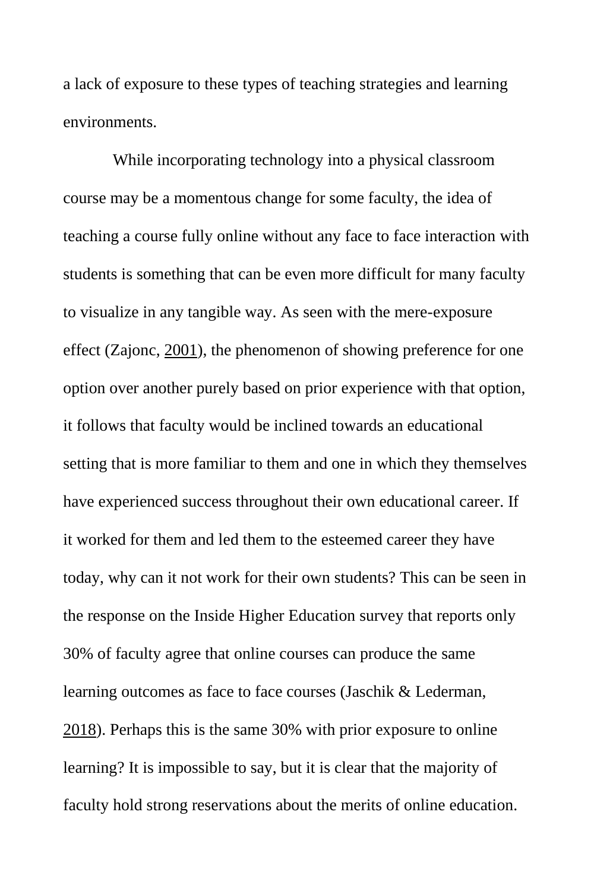a lack of exposure to these types of teaching strategies and learning environments.

While incorporating technology into a physical classroom course may be a momentous change for some faculty, the idea of teaching a course fully online without any face to face interaction with students is something that can be even more difficult for many faculty to visualize in any tangible way. As seen with the mere-exposure effect (Zajonc, 2001), the phenomenon of showing preference for one option over another purely based on prior experience with that option, it follows that faculty would be inclined towards an educational setting that is more familiar to them and one in which they themselves have experienced success throughout their own educational career. If it worked for them and led them to the esteemed career they have today, why can it not work for their own students? This can be seen in the response on the Inside Higher Education survey that reports only 30% of faculty agree that online courses can produce the same learning outcomes as face to face courses (Jaschik & Lederman, 2018). Perhaps this is the same 30% with prior exposure to online learning? It is impossible to say, but it is clear that the majority of faculty hold strong reservations about the merits of online education.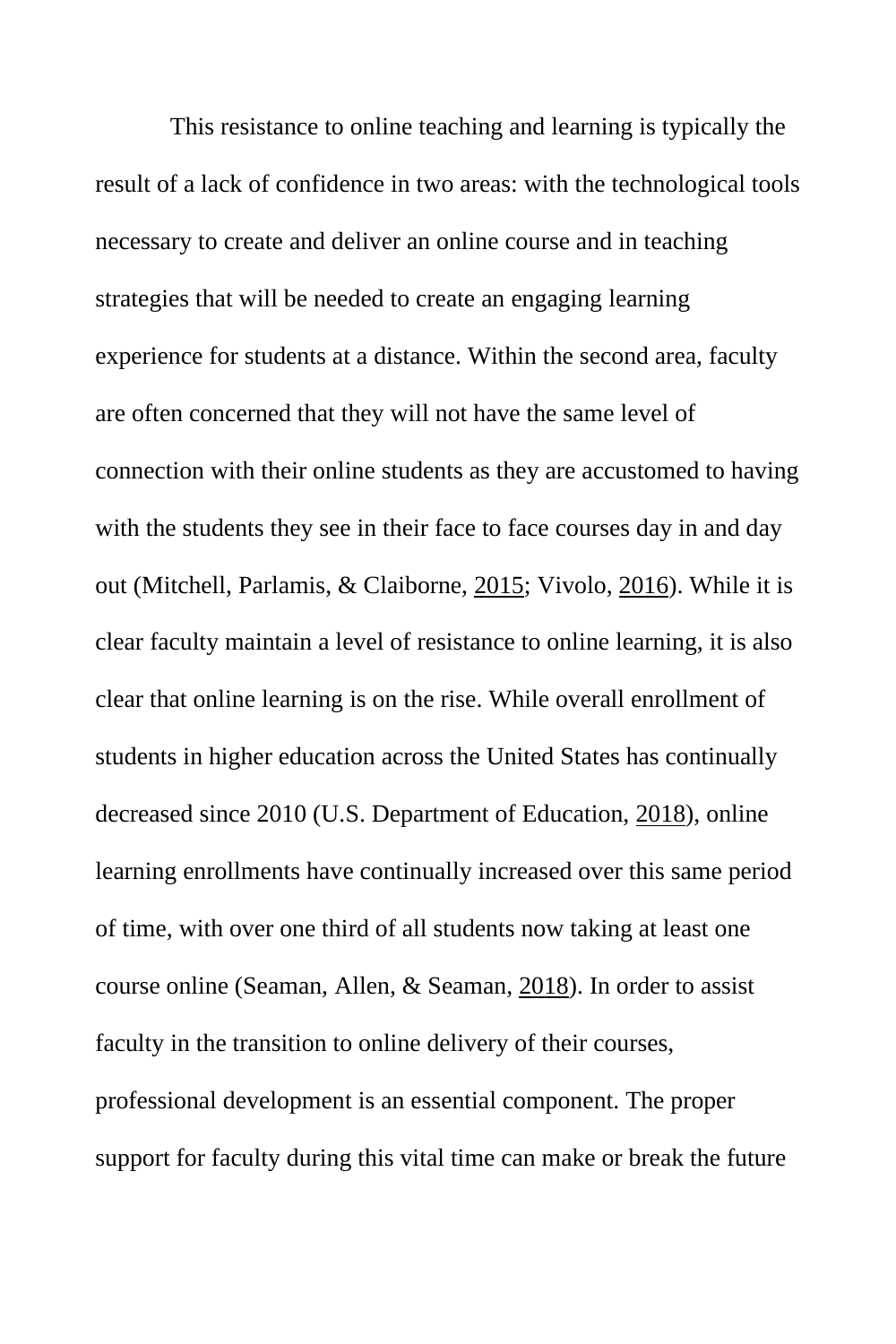This resistance to online teaching and learning is typically the result of a lack of confidence in two areas: with the technological tools necessary to create and deliver an online course and in teaching strategies that will be needed to create an engaging learning experience for students at a distance. Within the second area, faculty are often concerned that they will not have the same level of connection with their online students as they are accustomed to having with the students they see in their face to face courses day in and day out (Mitchell, Parlamis, & Claiborne, 2015; Vivolo, 2016). While it is clear faculty maintain a level of resistance to online learning, it is also clear that online learning is on the rise. While overall enrollment of students in higher education across the United States has continually decreased since 2010 (U.S. Department of Education, 2018), online learning enrollments have continually increased over this same period of time, with over one third of all students now taking at least one course online (Seaman, Allen, & Seaman, 2018). In order to assist faculty in the transition to online delivery of their courses, professional development is an essential component. The proper support for faculty during this vital time can make or break the future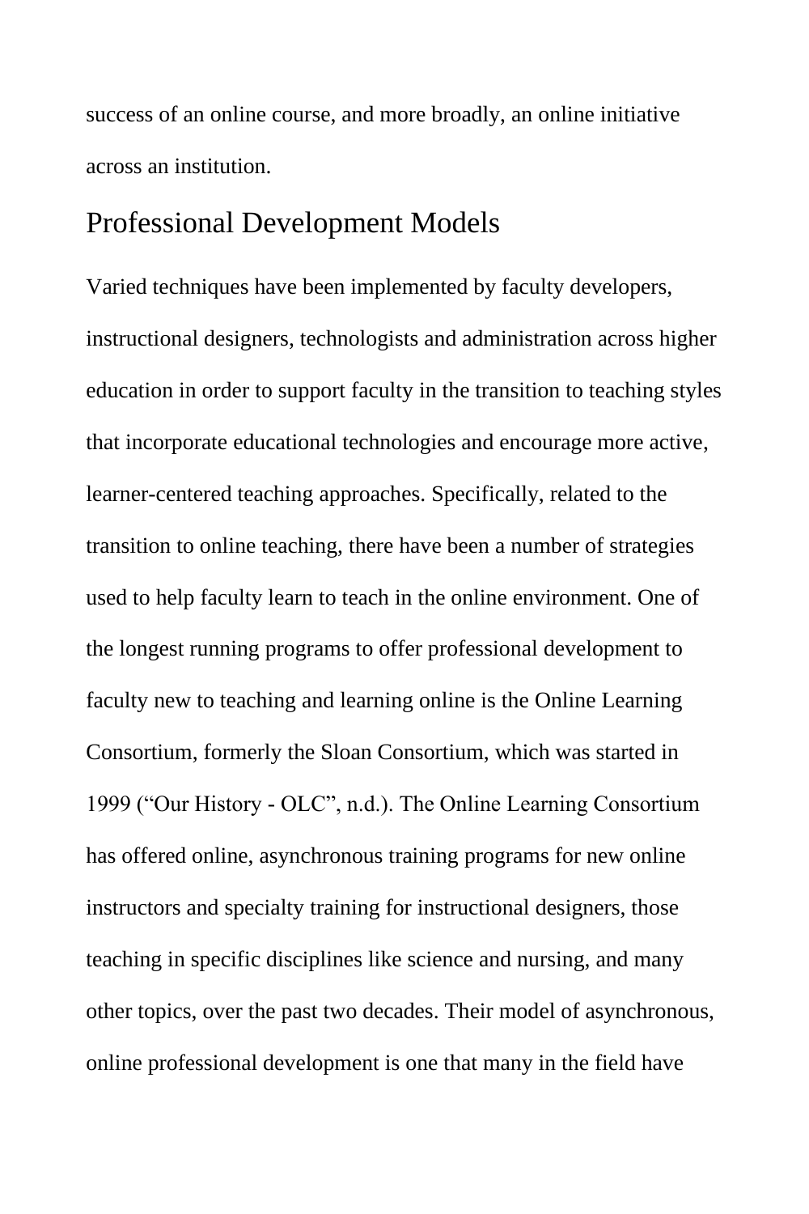success of an online course, and more broadly, an online initiative across an institution.

## Professional Development Models

Varied techniques have been implemented by faculty developers, instructional designers, technologists and administration across higher education in order to support faculty in the transition to teaching styles that incorporate educational technologies and encourage more active, learner-centered teaching approaches. Specifically, related to the transition to online teaching, there have been a number of strategies used to help faculty learn to teach in the online environment. One of the longest running programs to offer professional development to faculty new to teaching and learning online is the Online Learning Consortium, formerly the Sloan Consortium, which was started in 1999 ("Our History - OLC", n.d.). The Online Learning Consortium has offered online, asynchronous training programs for new online instructors and specialty training for instructional designers, those teaching in specific disciplines like science and nursing, and many other topics, over the past two decades. Their model of asynchronous, online professional development is one that many in the field have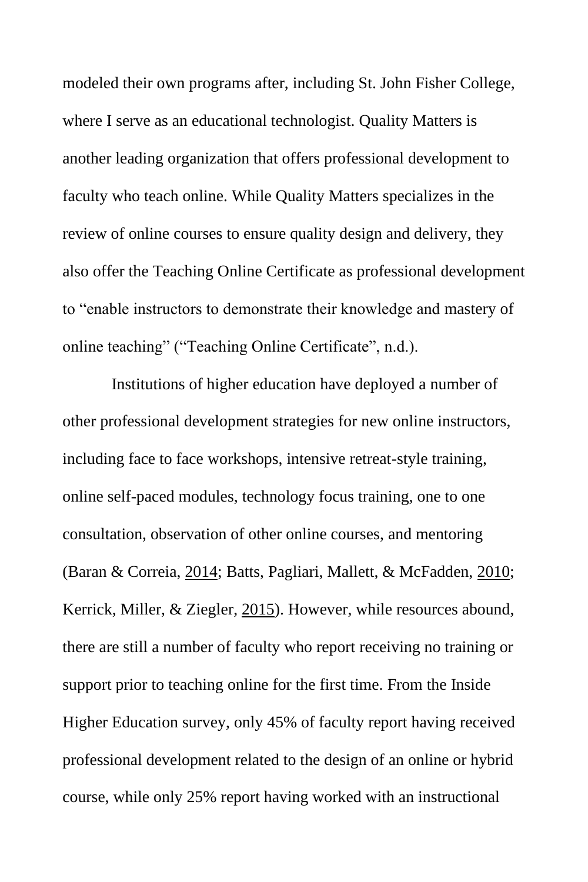modeled their own programs after, including St. John Fisher College, where I serve as an educational technologist. Quality Matters is another leading organization that offers professional development to faculty who teach online. While Quality Matters specializes in the review of online courses to ensure quality design and delivery, they also offer the Teaching Online Certificate as professional development to "enable instructors to demonstrate their knowledge and mastery of online teaching" ("Teaching Online Certificate", n.d.).

Institutions of higher education have deployed a number of other professional development strategies for new online instructors, including face to face workshops, intensive retreat-style training, online self-paced modules, technology focus training, one to one consultation, observation of other online courses, and mentoring (Baran & Correia, 2014; Batts, Pagliari, Mallett, & McFadden, 2010; Kerrick, Miller, & Ziegler, 2015). However, while resources abound, there are still a number of faculty who report receiving no training or support prior to teaching online for the first time. From the Inside Higher Education survey, only 45% of faculty report having received professional development related to the design of an online or hybrid course, while only 25% report having worked with an instructional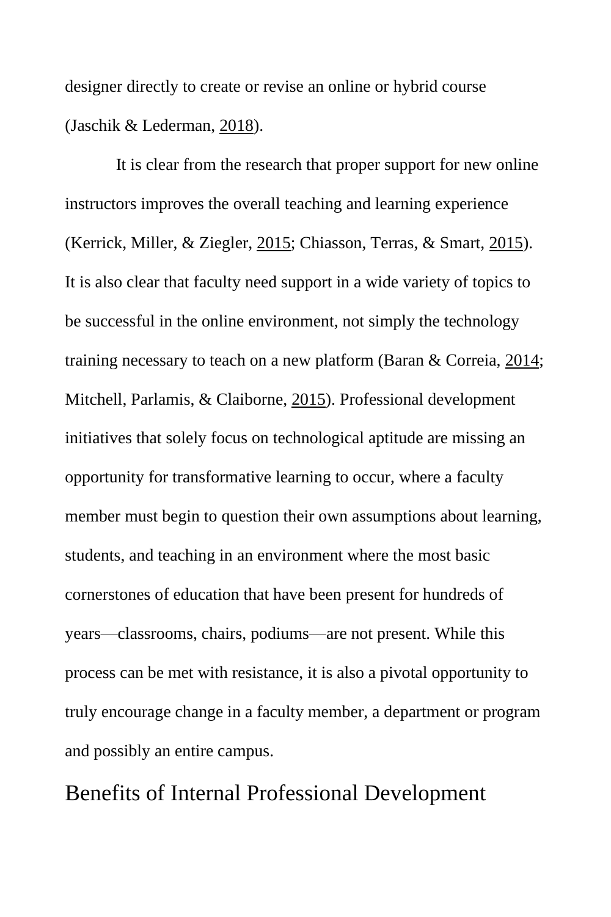designer directly to create or revise an online or hybrid course (Jaschik & Lederman, 2018).

It is clear from the research that proper support for new online instructors improves the overall teaching and learning experience (Kerrick, Miller, & Ziegler, 2015; Chiasson, Terras, & Smart, 2015). It is also clear that faculty need support in a wide variety of topics to be successful in the online environment, not simply the technology training necessary to teach on a new platform (Baran & Correia, 2014; Mitchell, Parlamis, & Claiborne, 2015). Professional development initiatives that solely focus on technological aptitude are missing an opportunity for transformative learning to occur, where a faculty member must begin to question their own assumptions about learning, students, and teaching in an environment where the most basic cornerstones of education that have been present for hundreds of years—classrooms, chairs, podiums—are not present. While this process can be met with resistance, it is also a pivotal opportunity to truly encourage change in a faculty member, a department or program and possibly an entire campus.

## Benefits of Internal Professional Development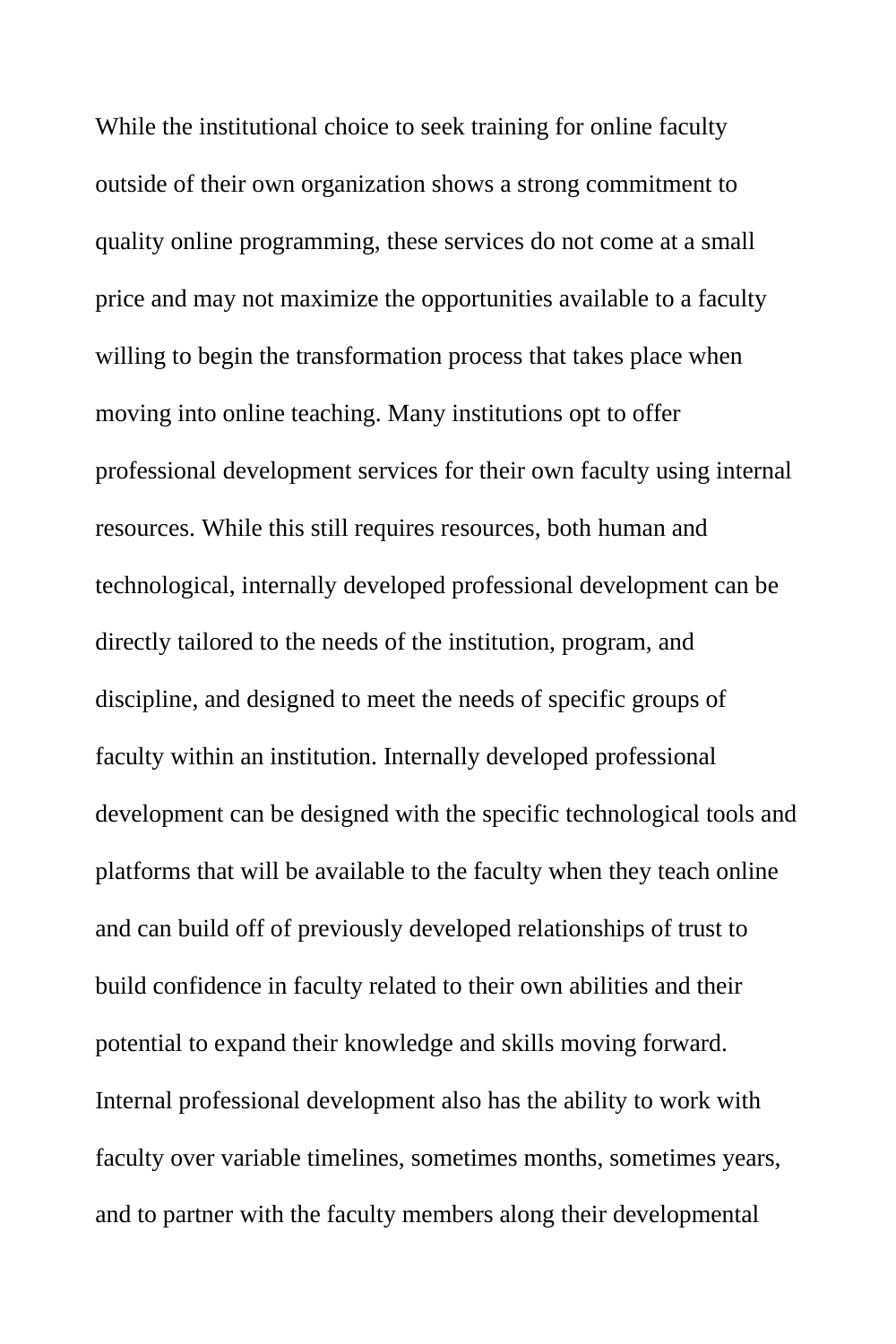While the institutional choice to seek training for online faculty outside of their own organization shows a strong commitment to quality online programming, these services do not come at a small price and may not maximize the opportunities available to a faculty willing to begin the transformation process that takes place when moving into online teaching. Many institutions opt to offer professional development services for their own faculty using internal resources. While this still requires resources, both human and technological, internally developed professional development can be directly tailored to the needs of the institution, program, and discipline, and designed to meet the needs of specific groups of faculty within an institution. Internally developed professional development can be designed with the specific technological tools and platforms that will be available to the faculty when they teach online and can build off of previously developed relationships of trust to build confidence in faculty related to their own abilities and their potential to expand their knowledge and skills moving forward. Internal professional development also has the ability to work with faculty over variable timelines, sometimes months, sometimes years, and to partner with the faculty members along their developmental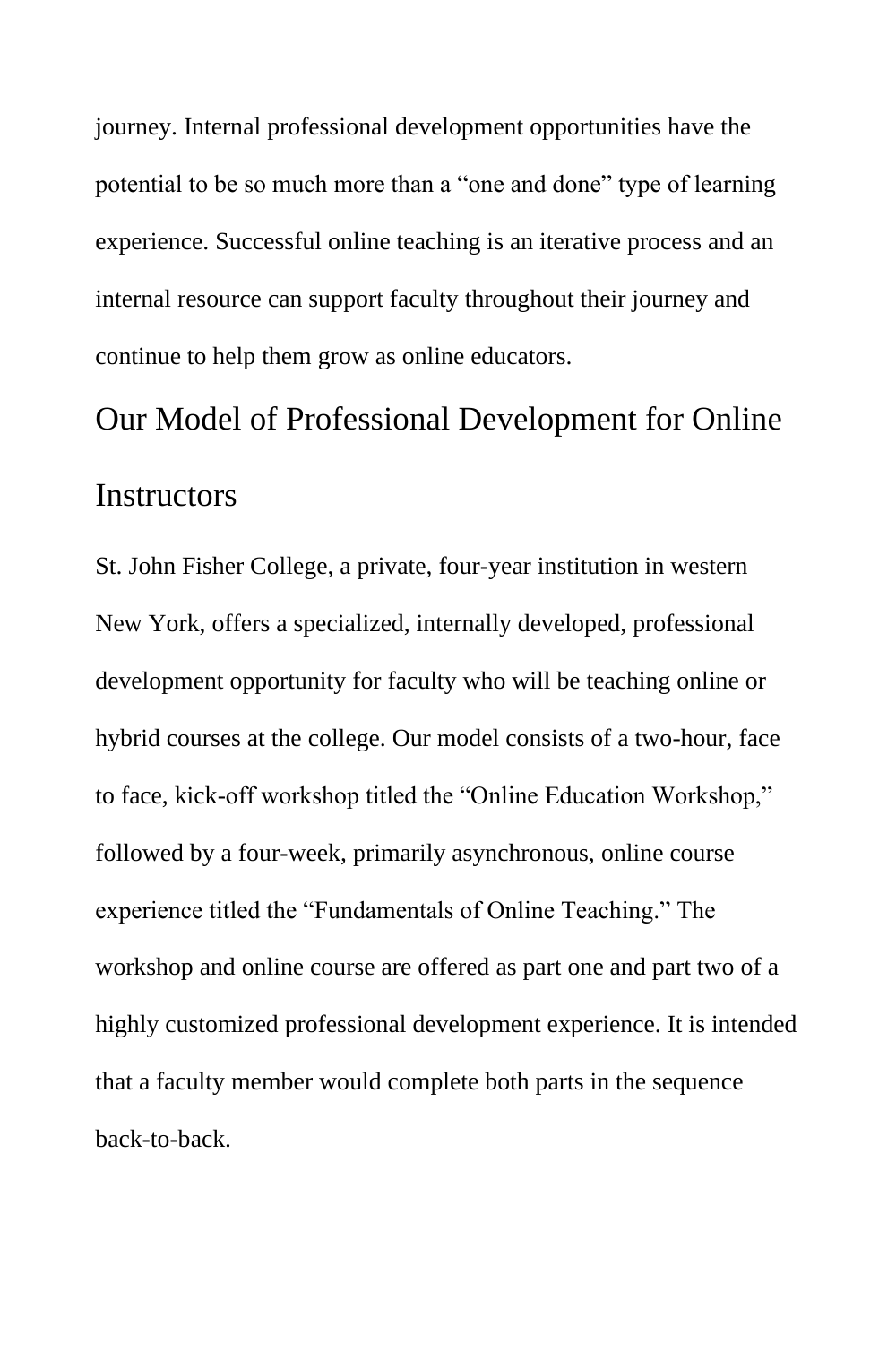journey. Internal professional development opportunities have the potential to be so much more than a "one and done" type of learning experience. Successful online teaching is an iterative process and an internal resource can support faculty throughout their journey and continue to help them grow as online educators.

## Our Model of Professional Development for Online Instructors

St. John Fisher College, a private, four-year institution in western New York, offers a specialized, internally developed, professional development opportunity for faculty who will be teaching online or hybrid courses at the college. Our model consists of a two-hour, face to face, kick-off workshop titled the "Online Education Workshop," followed by a four-week, primarily asynchronous, online course experience titled the "Fundamentals of Online Teaching." The workshop and online course are offered as part one and part two of a highly customized professional development experience. It is intended that a faculty member would complete both parts in the sequence back-to-back.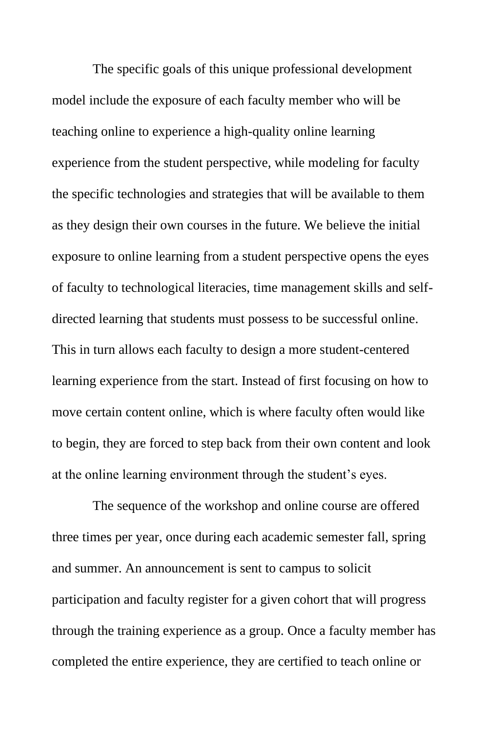The specific goals of this unique professional development model include the exposure of each faculty member who will be teaching online to experience a high-quality online learning experience from the student perspective, while modeling for faculty the specific technologies and strategies that will be available to them as they design their own courses in the future. We believe the initial exposure to online learning from a student perspective opens the eyes of faculty to technological literacies, time management skills and self-directed learning that students must possess to be successful online. This in turn allows each faculty to design a more student-centered learning experience from the start. Instead of first focusing on how to move certain content online, which is where faculty often would like to begin, they are forced to step back from their own content and look at the online learning environment through the student's eyes.

The sequence of the workshop and online course are offered three times per year, once during each academic semester fall, spring and summer. An announcement is sent to campus to solicit participation and faculty register for a given cohort that will progress through the training experience as a group. Once a faculty member has completed the entire experience, they are certified to teach online or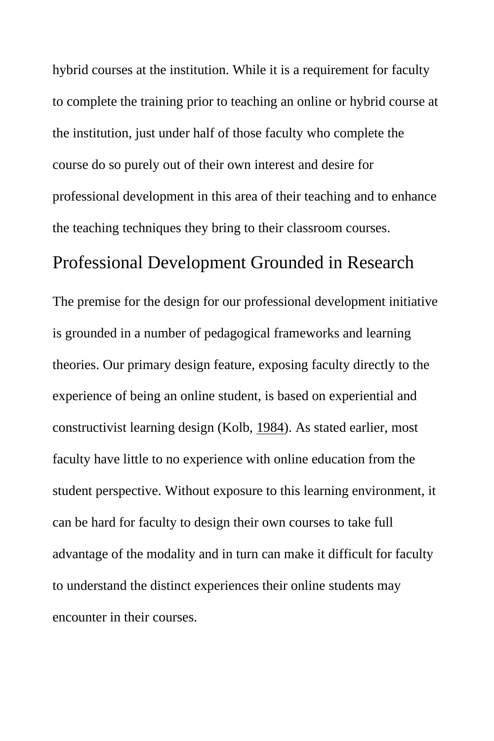hybrid courses at the institution. While it is a requirement for faculty to complete the training prior to teaching an online or hybrid course at the institution, just under half of those faculty who complete the course do so purely out of their own interest and desire for professional development in this area of their teaching and to enhance the teaching techniques they bring to their classroom courses.

## Professional Development Grounded in Research

The premise for the design for our professional development initiative is grounded in a number of pedagogical frameworks and learning theories. Our primary design feature, exposing faculty directly to the experience of being an online student, is based on experiential and constructivist learning design (Kolb, 1984). As stated earlier, most faculty have little to no experience with online education from the student perspective. Without exposure to this learning environment, it can be hard for faculty to design their own courses to take full advantage of the modality and in turn can make it difficult for faculty to understand the distinct experiences their online students may encounter in their courses.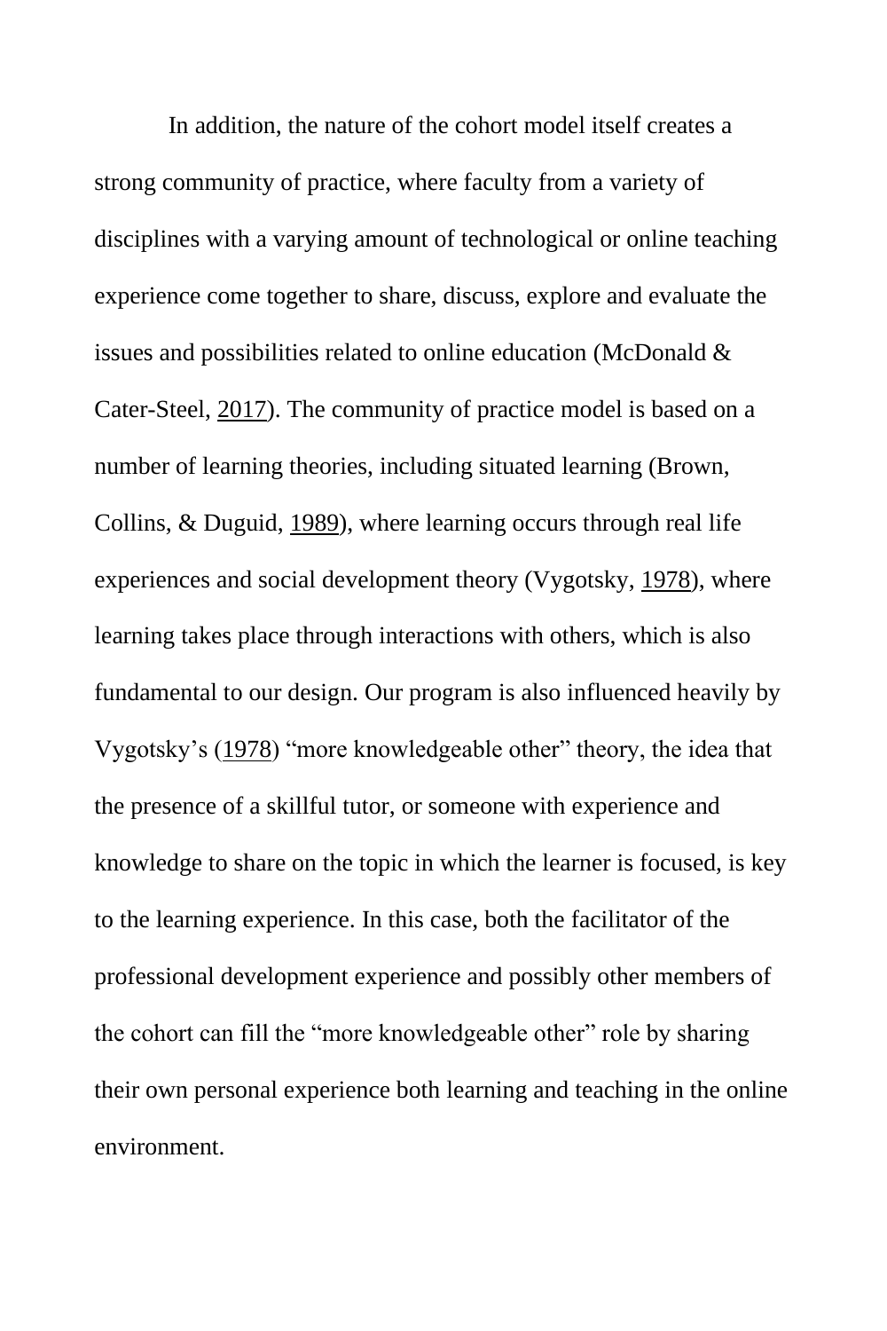In addition, the nature of the cohort model itself creates a strong community of practice, where faculty from a variety of disciplines with a varying amount of technological or online teaching experience come together to share, discuss, explore and evaluate the issues and possibilities related to online education (McDonald & Cater-Steel, 2017). The community of practice model is based on a number of learning theories, including situated learning (Brown, Collins, & Duguid, 1989), where learning occurs through real life experiences and social development theory (Vygotsky, 1978), where learning takes place through interactions with others, which is also fundamental to our design. Our program is also influenced heavily by Vygotsky's (1978) "more knowledgeable other" theory, the idea that the presence of a skillful tutor, or someone with experience and knowledge to share on the topic in which the learner is focused, is key to the learning experience. In this case, both the facilitator of the professional development experience and possibly other members of the cohort can fill the "more knowledgeable other" role by sharing their own personal experience both learning and teaching in the online environment.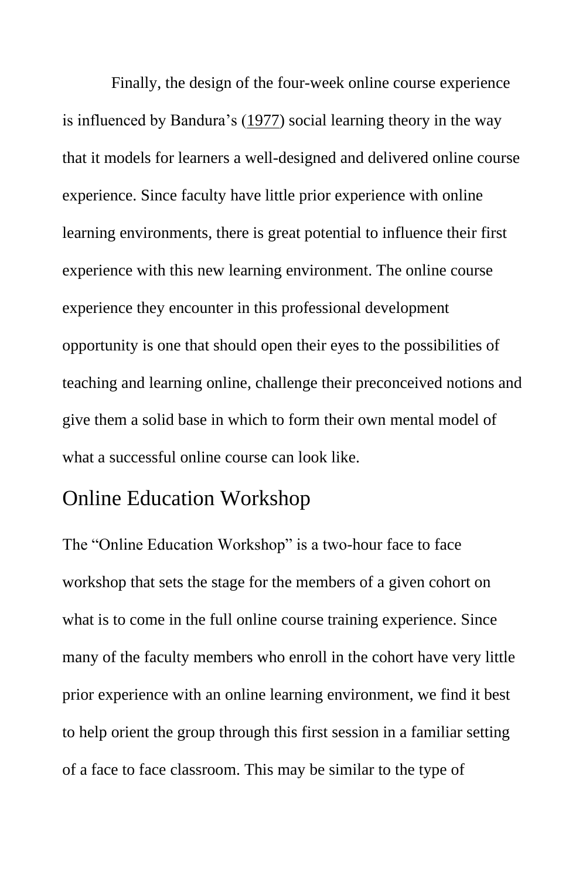Finally, the design of the four-week online course experience is influenced by Bandura's (1977) social learning theory in the way that it models for learners a well-designed and delivered online course experience. Since faculty have little prior experience with online learning environments, there is great potential to influence their first experience with this new learning environment. The online course experience they encounter in this professional development opportunity is one that should open their eyes to the possibilities of teaching and learning online, challenge their preconceived notions and give them a solid base in which to form their own mental model of what a successful online course can look like.

## Online Education Workshop

The "Online Education Workshop" is a two-hour face to face workshop that sets the stage for the members of a given cohort on what is to come in the full online course training experience. Since many of the faculty members who enroll in the cohort have very little prior experience with an online learning environment, we find it best to help orient the group through this first session in a familiar setting of a face to face classroom. This may be similar to the type of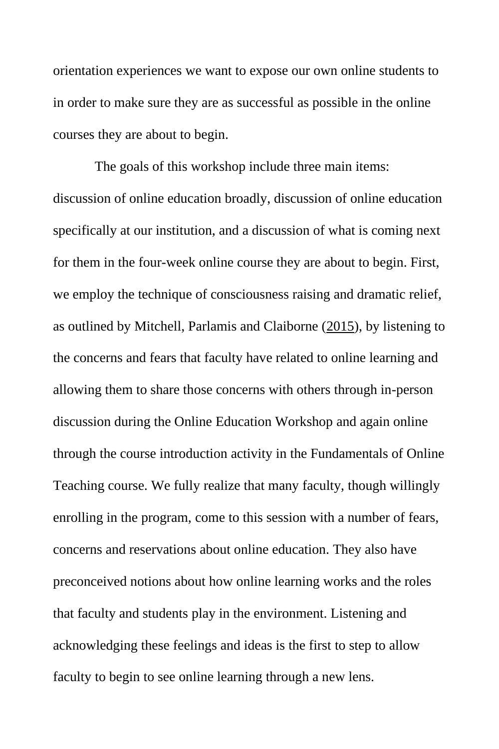orientation experiences we want to expose our own online students to in order to make sure they are as successful as possible in the online courses they are about to begin.

The goals of this workshop include three main items: discussion of online education broadly, discussion of online education specifically at our institution, and a discussion of what is coming next for them in the four-week online course they are about to begin. First, we employ the technique of consciousness raising and dramatic relief, as outlined by Mitchell, Parlamis and Claiborne (2015), by listening to the concerns and fears that faculty have related to online learning and allowing them to share those concerns with others through in-person discussion during the Online Education Workshop and again online through the course introduction activity in the Fundamentals of Online Teaching course. We fully realize that many faculty, though willingly enrolling in the program, come to this session with a number of fears, concerns and reservations about online education. They also have preconceived notions about how online learning works and the roles that faculty and students play in the environment. Listening and acknowledging these feelings and ideas is the first to step to allow faculty to begin to see online learning through a new lens.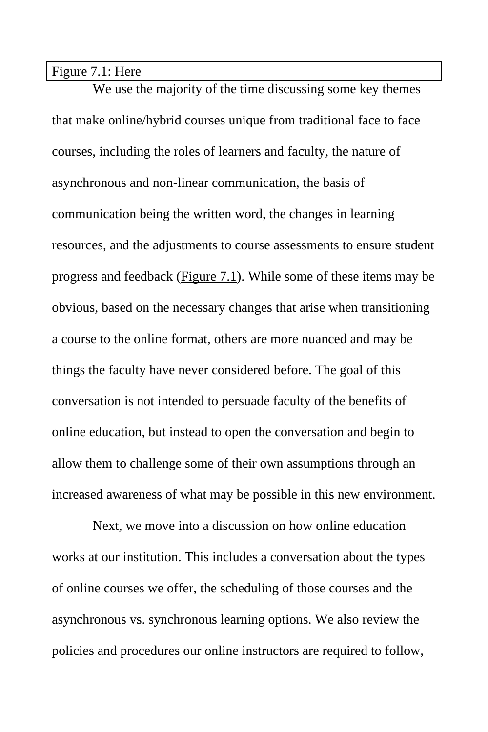Figure 7.1: Here

We use the majority of the time discussing some key themes that make online/hybrid courses unique from traditional face to face courses, including the roles of learners and faculty, the nature of asynchronous and non-linear communication, the basis of communication being the written word, the changes in learning resources, and the adjustments to course assessments to ensure student progress and feedback (Figure 7.1). While some of these items may be obvious, based on the necessary changes that arise when transitioning a course to the online format, others are more nuanced and may be things the faculty have never considered before. The goal of this conversation is not intended to persuade faculty of the benefits of online education, but instead to open the conversation and begin to allow them to challenge some of their own assumptions through an increased awareness of what may be possible in this new environment.

Next, we move into a discussion on how online education works at our institution. This includes a conversation about the types of online courses we offer, the scheduling of those courses and the asynchronous vs. synchronous learning options. We also review the policies and procedures our online instructors are required to follow,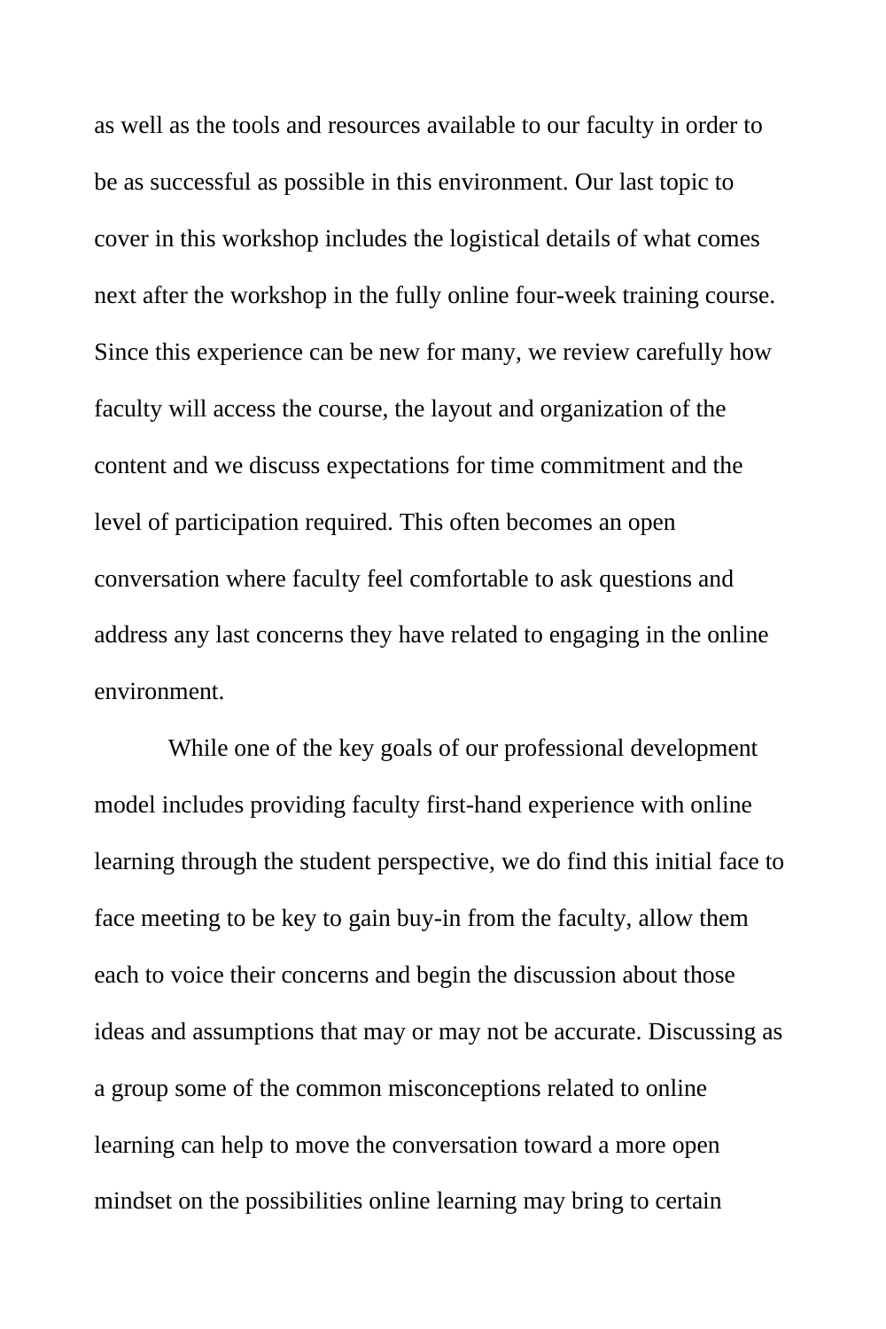as well as the tools and resources available to our faculty in order to be as successful as possible in this environment. Our last topic to cover in this workshop includes the logistical details of what comes next after the workshop in the fully online four-week training course. Since this experience can be new for many, we review carefully how faculty will access the course, the layout and organization of the content and we discuss expectations for time commitment and the level of participation required. This often becomes an open conversation where faculty feel comfortable to ask questions and address any last concerns they have related to engaging in the online environment.

While one of the key goals of our professional development model includes providing faculty first-hand experience with online learning through the student perspective, we do find this initial face to face meeting to be key to gain buy-in from the faculty, allow them each to voice their concerns and begin the discussion about those ideas and assumptions that may or may not be accurate. Discussing as a group some of the common misconceptions related to online learning can help to move the conversation toward a more open mindset on the possibilities online learning may bring to certain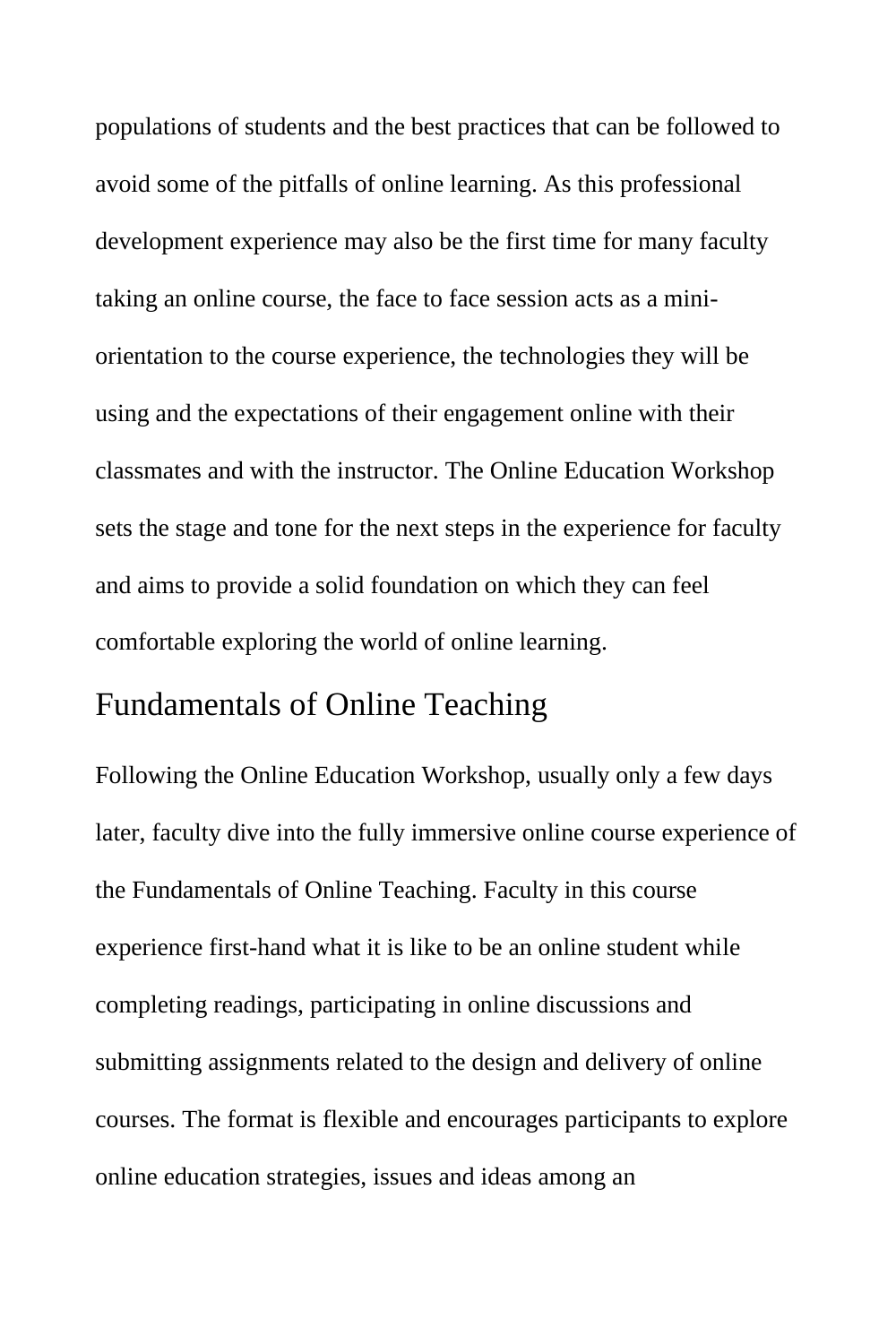populations of students and the best practices that can be followed to avoid some of the pitfalls of online learning. As this professional development experience may also be the first time for many faculty taking an online course, the face to face session acts as a mini-orientation to the course experience, the technologies they will be using and the expectations of their engagement online with their classmates and with the instructor. The Online Education Workshop sets the stage and tone for the next steps in the experience for faculty and aims to provide a solid foundation on which they can feel comfortable exploring the world of online learning.

## Fundamentals of Online Teaching

Following the Online Education Workshop, usually only a few days later, faculty dive into the fully immersive online course experience of the Fundamentals of Online Teaching. Faculty in this course experience first-hand what it is like to be an online student while completing readings, participating in online discussions and submitting assignments related to the design and delivery of online courses. The format is flexible and encourages participants to explore online education strategies, issues and ideas among an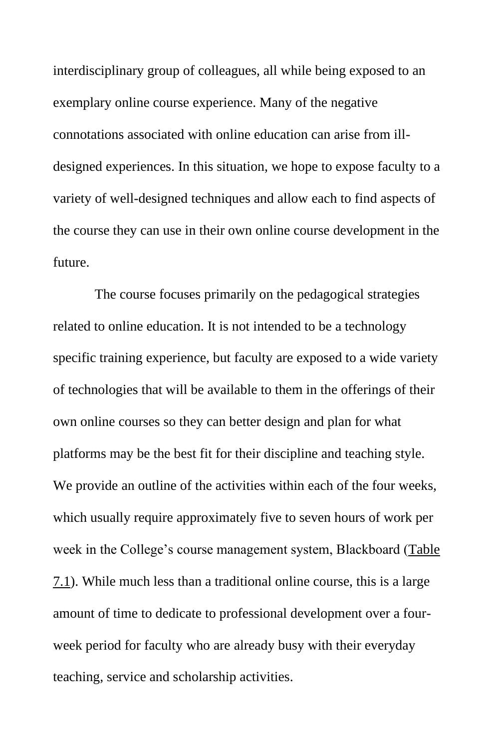interdisciplinary group of colleagues, all while being exposed to an exemplary online course experience. Many of the negative connotations associated with online education can arise from ill-designed experiences. In this situation, we hope to expose faculty to a variety of well-designed techniques and allow each to find aspects of the course they can use in their own online course development in the future.

The course focuses primarily on the pedagogical strategies related to online education. It is not intended to be a technology specific training experience, but faculty are exposed to a wide variety of technologies that will be available to them in the offerings of their own online courses so they can better design and plan for what platforms may be the best fit for their discipline and teaching style. We provide an outline of the activities within each of the four weeks, which usually require approximately five to seven hours of work per week in the College's course management system, Blackboard (Table 7.1). While much less than a traditional online course, this is a large amount of time to dedicate to professional development over a four-week period for faculty who are already busy with their everyday teaching, service and scholarship activities.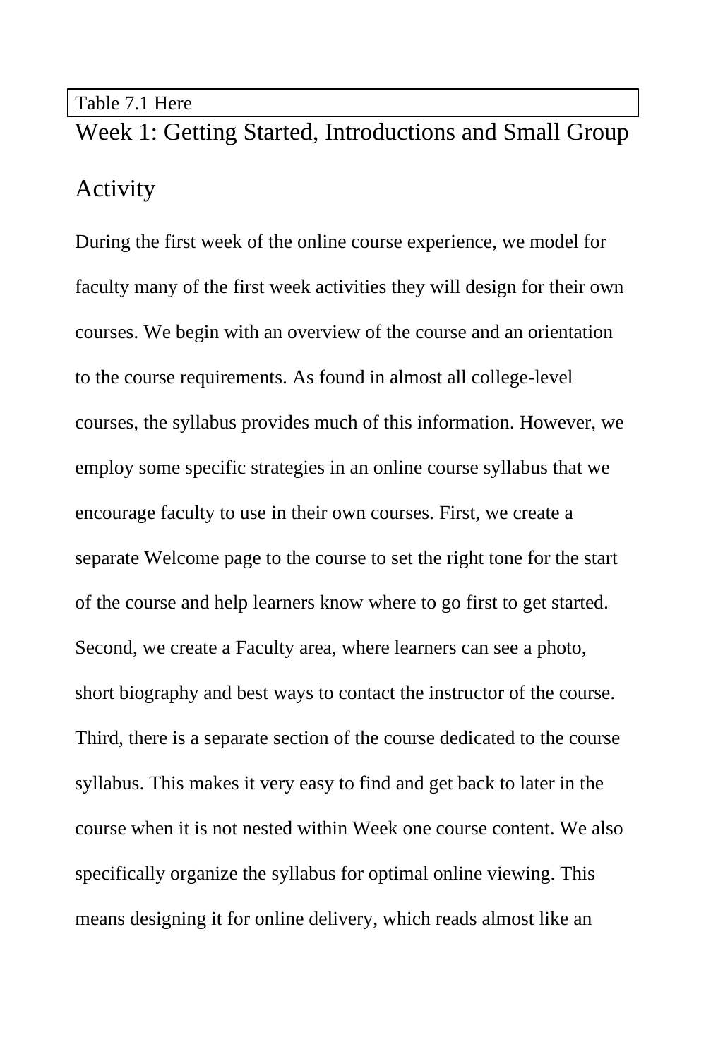Table 7.1 Here

## Week 1: Getting Started, Introductions and Small Group Activity

During the first week of the online course experience, we model for faculty many of the first week activities they will design for their own courses. We begin with an overview of the course and an orientation to the course requirements. As found in almost all college-level courses, the syllabus provides much of this information. However, we employ some specific strategies in an online course syllabus that we encourage faculty to use in their own courses. First, we create a separate Welcome page to the course to set the right tone for the start of the course and help learners know where to go first to get started. Second, we create a Faculty area, where learners can see a photo, short biography and best ways to contact the instructor of the course. Third, there is a separate section of the course dedicated to the course syllabus. This makes it very easy to find and get back to later in the course when it is not nested within Week one course content. We also specifically organize the syllabus for optimal online viewing. This means designing it for online delivery, which reads almost like an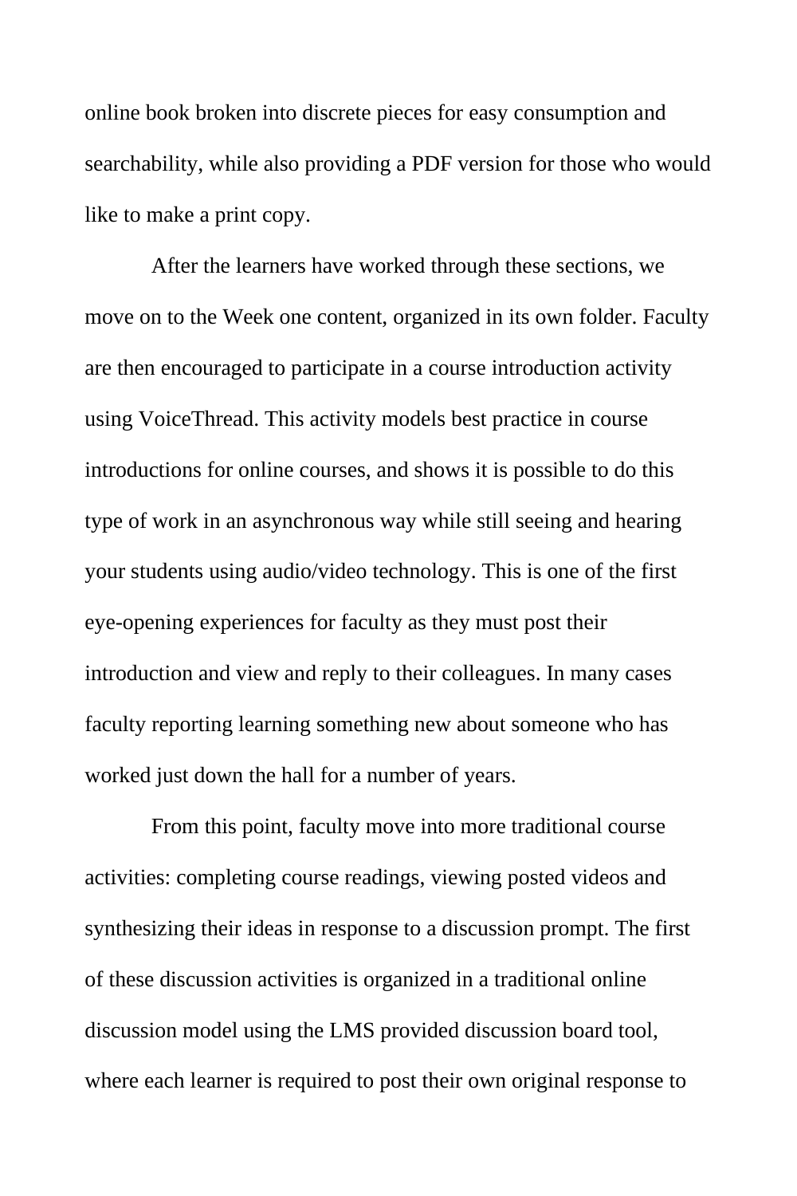online book broken into discrete pieces for easy consumption and searchability, while also providing a PDF version for those who would like to make a print copy.

After the learners have worked through these sections, we move on to the Week one content, organized in its own folder. Faculty are then encouraged to participate in a course introduction activity using VoiceThread. This activity models best practice in course introductions for online courses, and shows it is possible to do this type of work in an asynchronous way while still seeing and hearing your students using audio/video technology. This is one of the first eye-opening experiences for faculty as they must post their introduction and view and reply to their colleagues. In many cases faculty reporting learning something new about someone who has worked just down the hall for a number of years.

From this point, faculty move into more traditional course activities: completing course readings, viewing posted videos and synthesizing their ideas in response to a discussion prompt. The first of these discussion activities is organized in a traditional online discussion model using the LMS provided discussion board tool, where each learner is required to post their own original response to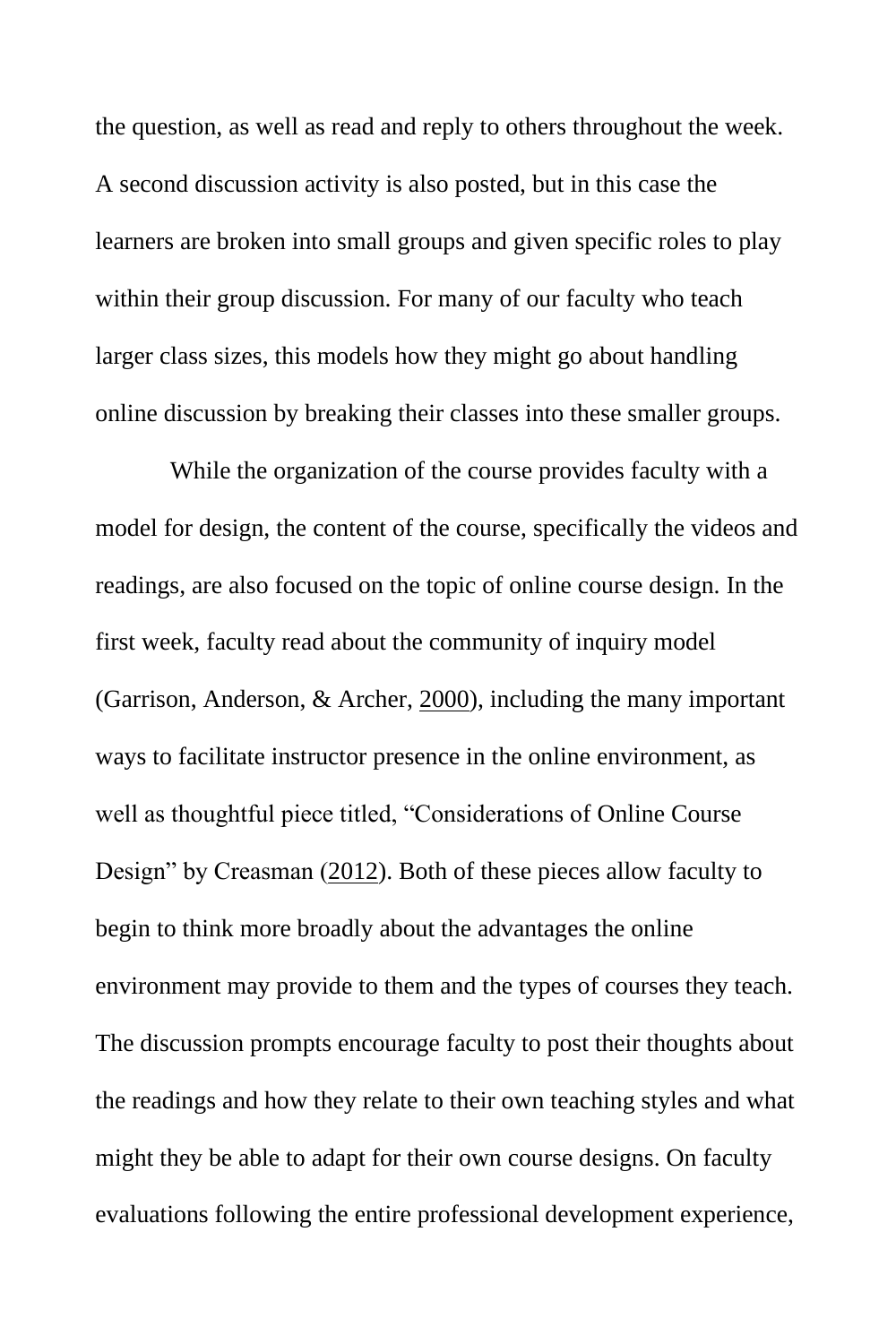the question, as well as read and reply to others throughout the week. A second discussion activity is also posted, but in this case the learners are broken into small groups and given specific roles to play within their group discussion. For many of our faculty who teach larger class sizes, this models how they might go about handling online discussion by breaking their classes into these smaller groups.

While the organization of the course provides faculty with a model for design, the content of the course, specifically the videos and readings, are also focused on the topic of online course design. In the first week, faculty read about the community of inquiry model (Garrison, Anderson, & Archer, 2000), including the many important ways to facilitate instructor presence in the online environment, as well as thoughtful piece titled, "Considerations of Online Course Design" by Creasman (2012). Both of these pieces allow faculty to begin to think more broadly about the advantages the online environment may provide to them and the types of courses they teach. The discussion prompts encourage faculty to post their thoughts about the readings and how they relate to their own teaching styles and what might they be able to adapt for their own course designs. On faculty evaluations following the entire professional development experience,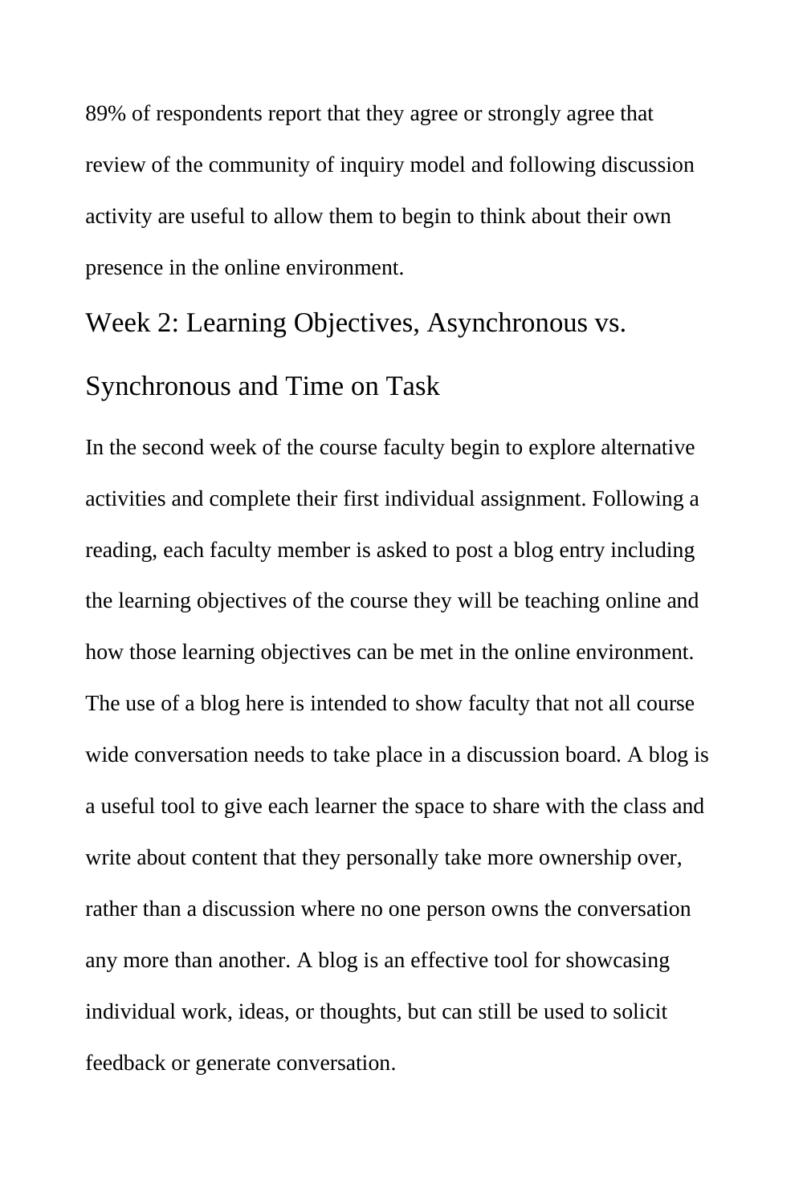89% of respondents report that they agree or strongly agree that review of the community of inquiry model and following discussion activity are useful to allow them to begin to think about their own presence in the online environment.

## Week 2: Learning Objectives, Asynchronous vs. Synchronous and Time on Task

In the second week of the course faculty begin to explore alternative activities and complete their first individual assignment. Following a reading, each faculty member is asked to post a blog entry including the learning objectives of the course they will be teaching online and how those learning objectives can be met in the online environment. The use of a blog here is intended to show faculty that not all course wide conversation needs to take place in a discussion board. A blog is a useful tool to give each learner the space to share with the class and write about content that they personally take more ownership over, rather than a discussion where no one person owns the conversation any more than another. A blog is an effective tool for showcasing individual work, ideas, or thoughts, but can still be used to solicit feedback or generate conversation.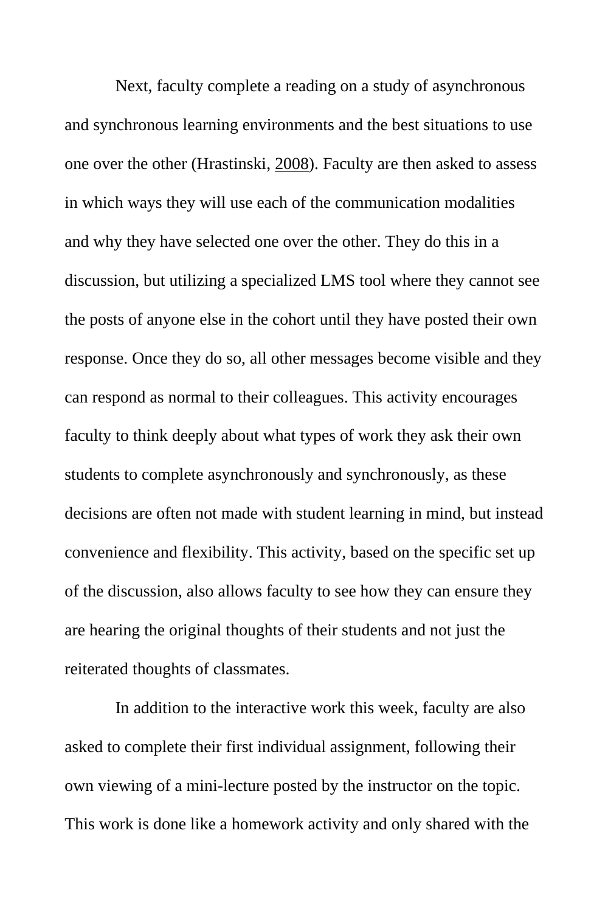Next, faculty complete a reading on a study of asynchronous and synchronous learning environments and the best situations to use one over the other (Hrastinski, 2008). Faculty are then asked to assess in which ways they will use each of the communication modalities and why they have selected one over the other. They do this in a discussion, but utilizing a specialized LMS tool where they cannot see the posts of anyone else in the cohort until they have posted their own response. Once they do so, all other messages become visible and they can respond as normal to their colleagues. This activity encourages faculty to think deeply about what types of work they ask their own students to complete asynchronously and synchronously, as these decisions are often not made with student learning in mind, but instead convenience and flexibility. This activity, based on the specific set up of the discussion, also allows faculty to see how they can ensure they are hearing the original thoughts of their students and not just the reiterated thoughts of classmates.

In addition to the interactive work this week, faculty are also asked to complete their first individual assignment, following their own viewing of a mini-lecture posted by the instructor on the topic. This work is done like a homework activity and only shared with the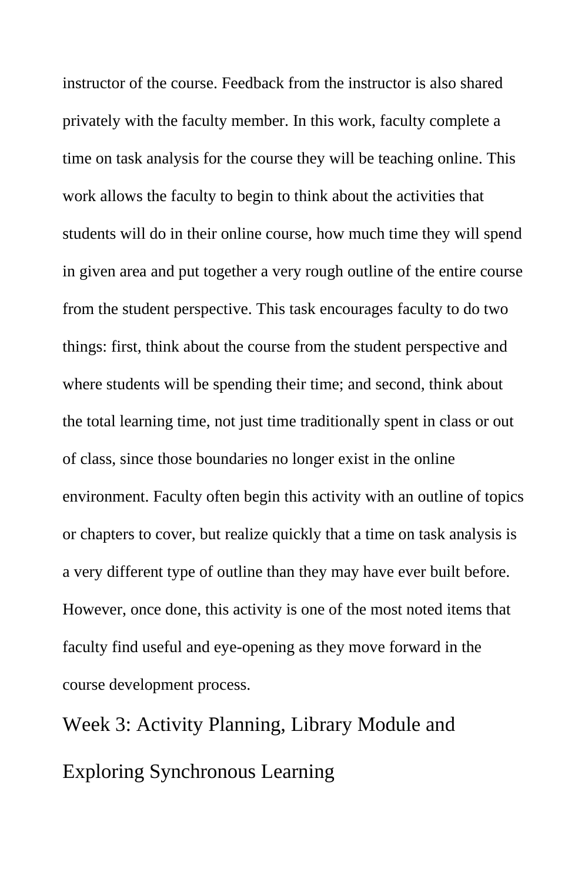instructor of the course. Feedback from the instructor is also shared privately with the faculty member. In this work, faculty complete a time on task analysis for the course they will be teaching online. This work allows the faculty to begin to think about the activities that students will do in their online course, how much time they will spend in given area and put together a very rough outline of the entire course from the student perspective. This task encourages faculty to do two things: first, think about the course from the student perspective and where students will be spending their time; and second, think about the total learning time, not just time traditionally spent in class or out of class, since those boundaries no longer exist in the online environment. Faculty often begin this activity with an outline of topics or chapters to cover, but realize quickly that a time on task analysis is a very different type of outline than they may have ever built before. However, once done, this activity is one of the most noted items that faculty find useful and eye-opening as they move forward in the course development process.

## Week 3: Activity Planning, Library Module and Exploring Synchronous Learning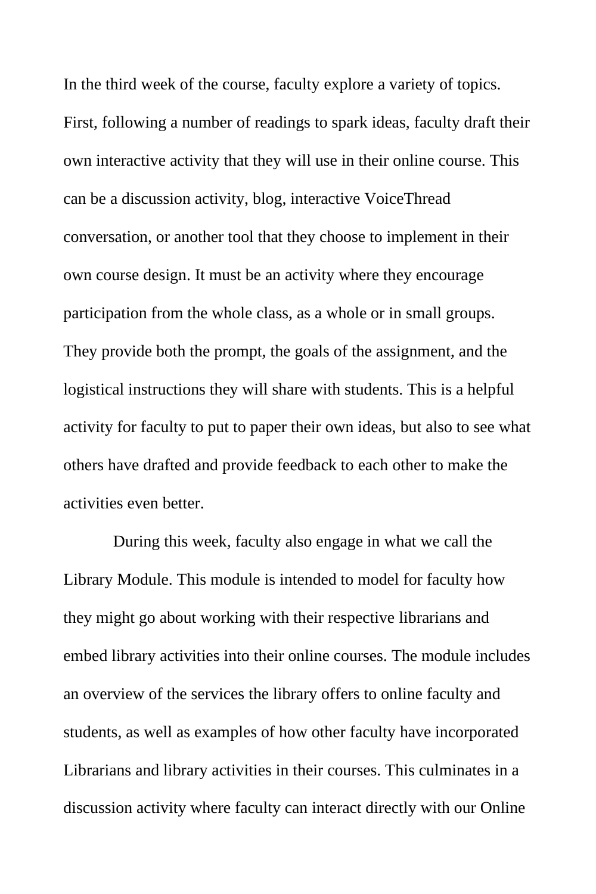In the third week of the course, faculty explore a variety of topics. First, following a number of readings to spark ideas, faculty draft their own interactive activity that they will use in their online course. This can be a discussion activity, blog, interactive VoiceThread conversation, or another tool that they choose to implement in their own course design. It must be an activity where they encourage participation from the whole class, as a whole or in small groups. They provide both the prompt, the goals of the assignment, and the logistical instructions they will share with students. This is a helpful activity for faculty to put to paper their own ideas, but also to see what others have drafted and provide feedback to each other to make the activities even better.

During this week, faculty also engage in what we call the Library Module. This module is intended to model for faculty how they might go about working with their respective librarians and embed library activities into their online courses. The module includes an overview of the services the library offers to online faculty and students, as well as examples of how other faculty have incorporated Librarians and library activities in their courses. This culminates in a discussion activity where faculty can interact directly with our Online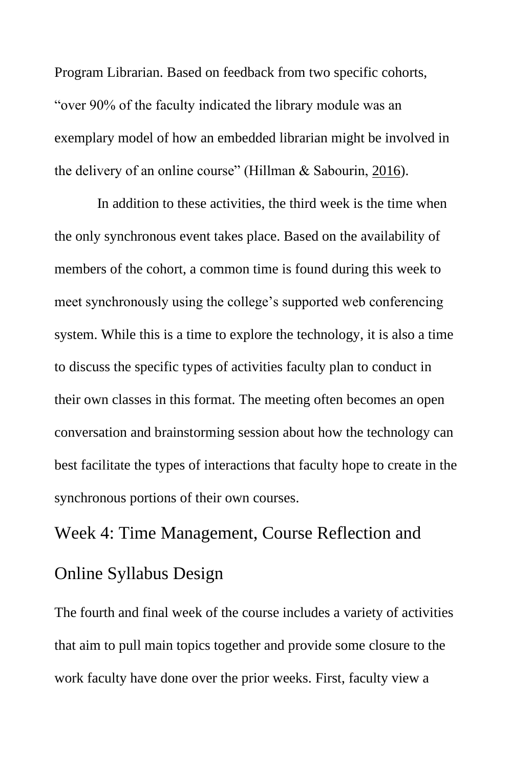Program Librarian. Based on feedback from two specific cohorts, “over 90% of the faculty indicated the library module was an exemplary model of how an embedded librarian might be involved in the delivery of an online course” (Hillman & Sabourin, 2016).

In addition to these activities, the third week is the time when the only synchronous event takes place. Based on the availability of members of the cohort, a common time is found during this week to meet synchronously using the college’s supported web conferencing system. While this is a time to explore the technology, it is also a time to discuss the specific types of activities faculty plan to conduct in their own classes in this format. The meeting often becomes an open conversation and brainstorming session about how the technology can best facilitate the types of interactions that faculty hope to create in the synchronous portions of their own courses.

## Week 4: Time Management, Course Reflection and Online Syllabus Design

The fourth and final week of the course includes a variety of activities that aim to pull main topics together and provide some closure to the work faculty have done over the prior weeks. First, faculty view a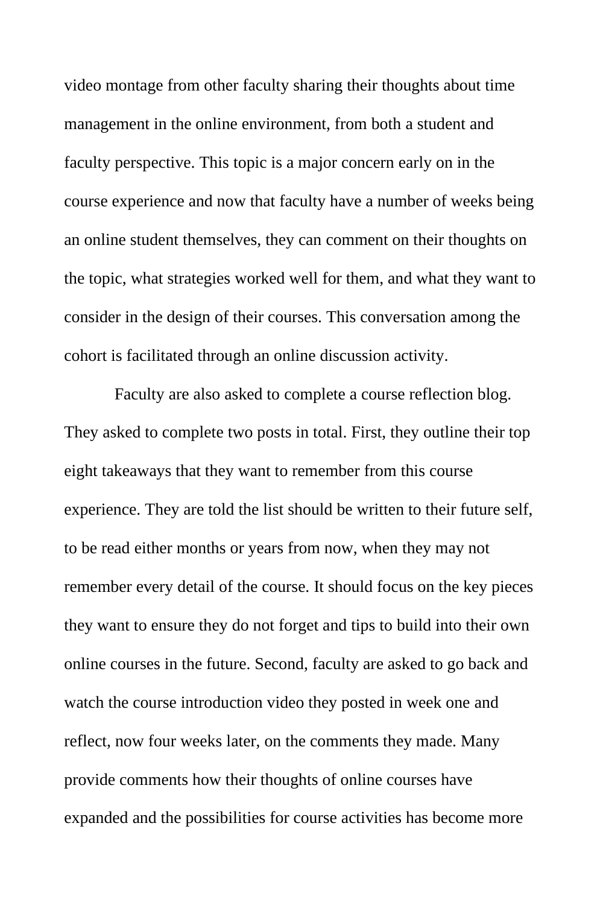video montage from other faculty sharing their thoughts about time management in the online environment, from both a student and faculty perspective. This topic is a major concern early on in the course experience and now that faculty have a number of weeks being an online student themselves, they can comment on their thoughts on the topic, what strategies worked well for them, and what they want to consider in the design of their courses. This conversation among the cohort is facilitated through an online discussion activity.

Faculty are also asked to complete a course reflection blog. They asked to complete two posts in total. First, they outline their top eight takeaways that they want to remember from this course experience. They are told the list should be written to their future self, to be read either months or years from now, when they may not remember every detail of the course. It should focus on the key pieces they want to ensure they do not forget and tips to build into their own online courses in the future. Second, faculty are asked to go back and watch the course introduction video they posted in week one and reflect, now four weeks later, on the comments they made. Many provide comments how their thoughts of online courses have expanded and the possibilities for course activities has become more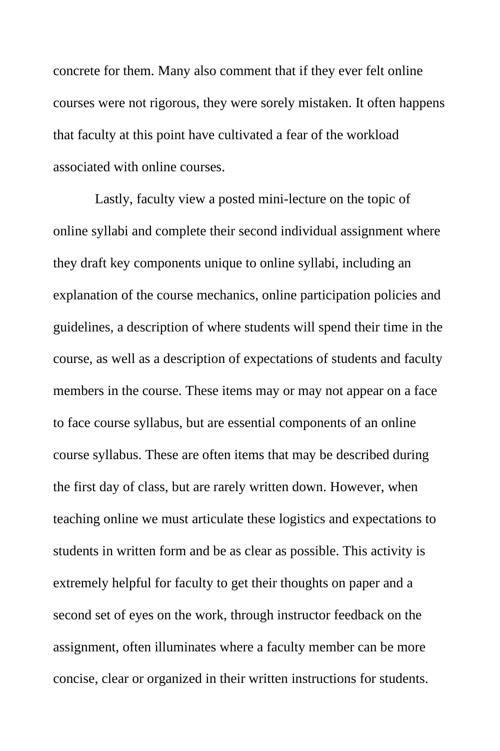concrete for them. Many also comment that if they ever felt online courses were not rigorous, they were sorely mistaken. It often happens that faculty at this point have cultivated a fear of the workload associated with online courses.

Lastly, faculty view a posted mini-lecture on the topic of online syllabi and complete their second individual assignment where they draft key components unique to online syllabi, including an explanation of the course mechanics, online participation policies and guidelines, a description of where students will spend their time in the course, as well as a description of expectations of students and faculty members in the course. These items may or may not appear on a face to face course syllabus, but are essential components of an online course syllabus. These are often items that may be described during the first day of class, but are rarely written down. However, when teaching online we must articulate these logistics and expectations to students in written form and be as clear as possible. This activity is extremely helpful for faculty to get their thoughts on paper and a second set of eyes on the work, through instructor feedback on the assignment, often illuminates where a faculty member can be more concise, clear or organized in their written instructions for students.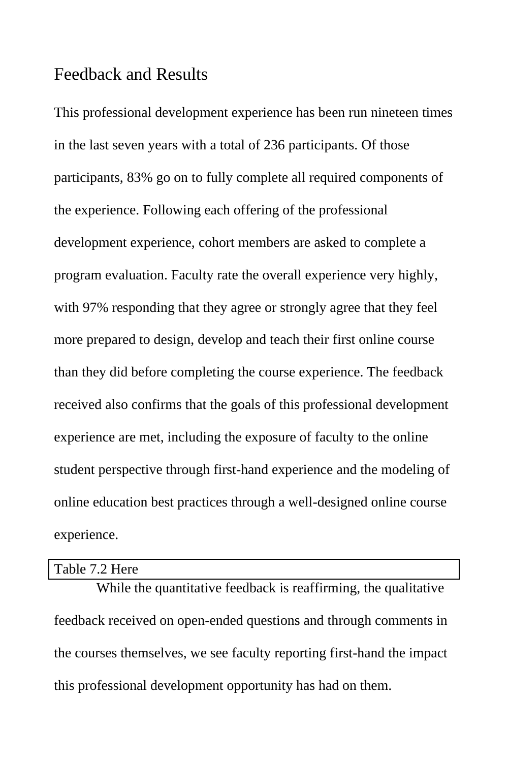## Feedback and Results

This professional development experience has been run nineteen times in the last seven years with a total of 236 participants. Of those participants, 83% go on to fully complete all required components of the experience. Following each offering of the professional development experience, cohort members are asked to complete a program evaluation. Faculty rate the overall experience very highly, with 97% responding that they agree or strongly agree that they feel more prepared to design, develop and teach their first online course than they did before completing the course experience. The feedback received also confirms that the goals of this professional development experience are met, including the exposure of faculty to the online student perspective through first-hand experience and the modeling of online education best practices through a well-designed online course experience.

Table 7.2 Here

While the quantitative feedback is reaffirming, the qualitative feedback received on open-ended questions and through comments in the courses themselves, we see faculty reporting first-hand the impact this professional development opportunity has had on them.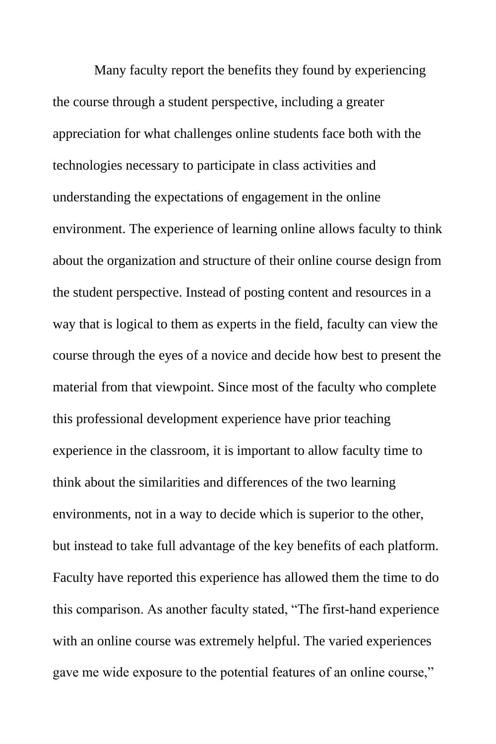Many faculty report the benefits they found by experiencing the course through a student perspective, including a greater appreciation for what challenges online students face both with the technologies necessary to participate in class activities and understanding the expectations of engagement in the online environment. The experience of learning online allows faculty to think about the organization and structure of their online course design from the student perspective. Instead of posting content and resources in a way that is logical to them as experts in the field, faculty can view the course through the eyes of a novice and decide how best to present the material from that viewpoint. Since most of the faculty who complete this professional development experience have prior teaching experience in the classroom, it is important to allow faculty time to think about the similarities and differences of the two learning environments, not in a way to decide which is superior to the other, but instead to take full advantage of the key benefits of each platform. Faculty have reported this experience has allowed them the time to do this comparison. As another faculty stated, "The first-hand experience with an online course was extremely helpful. The varied experiences gave me wide exposure to the potential features of an online course,"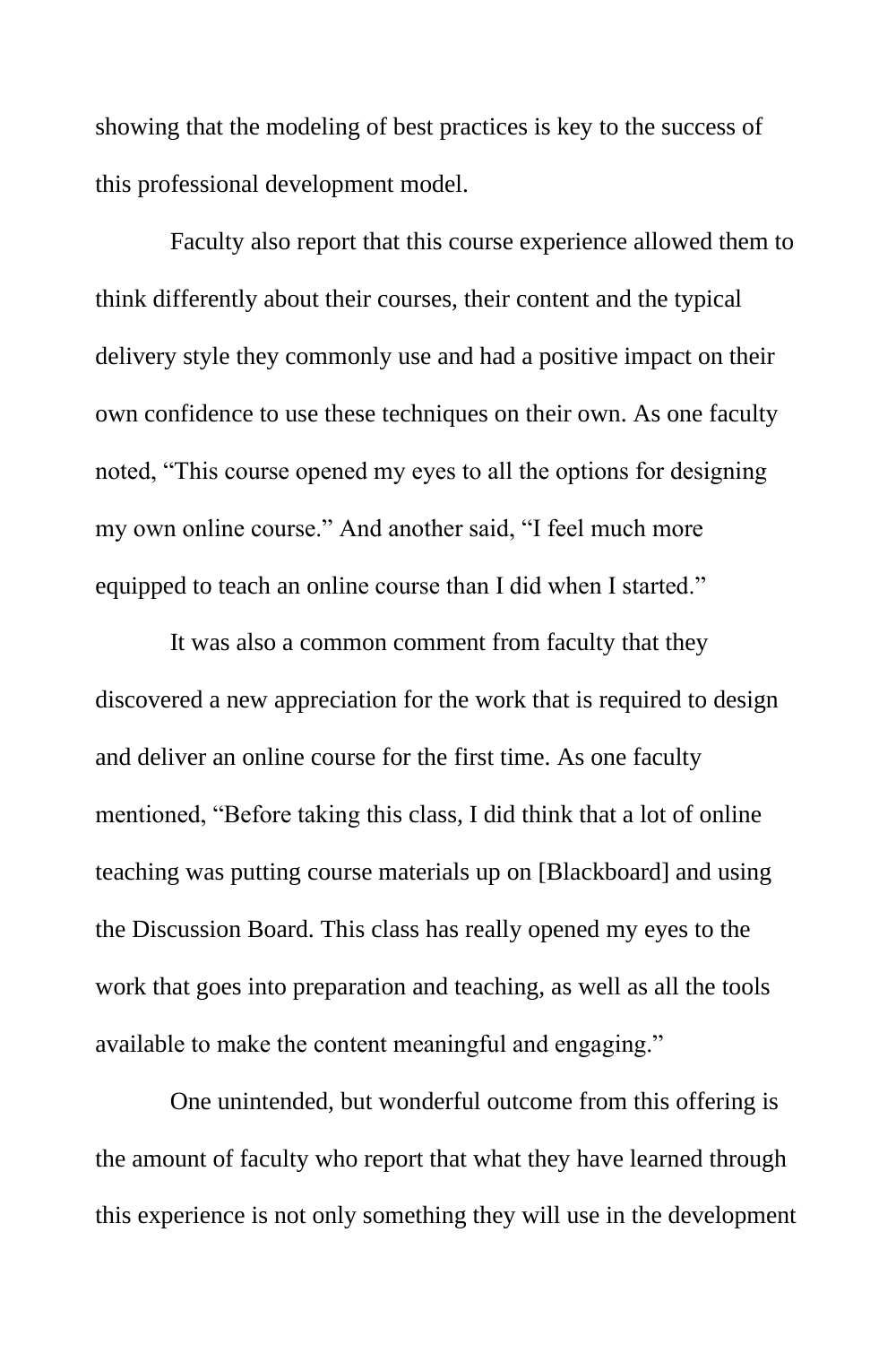showing that the modeling of best practices is key to the success of this professional development model.

Faculty also report that this course experience allowed them to think differently about their courses, their content and the typical delivery style they commonly use and had a positive impact on their own confidence to use these techniques on their own. As one faculty noted, “This course opened my eyes to all the options for designing my own online course.” And another said, “I feel much more equipped to teach an online course than I did when I started.”

It was also a common comment from faculty that they discovered a new appreciation for the work that is required to design and deliver an online course for the first time. As one faculty mentioned, “Before taking this class, I did think that a lot of online teaching was putting course materials up on [Blackboard] and using the Discussion Board. This class has really opened my eyes to the work that goes into preparation and teaching, as well as all the tools available to make the content meaningful and engaging.”

One unintended, but wonderful outcome from this offering is the amount of faculty who report that what they have learned through this experience is not only something they will use in the development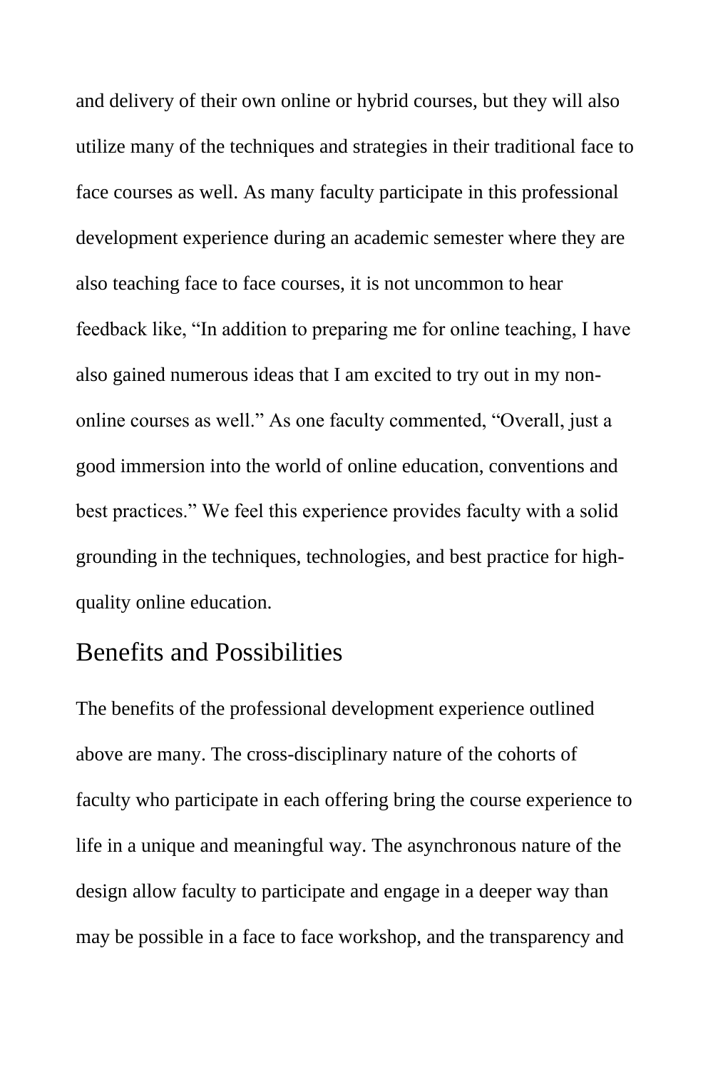and delivery of their own online or hybrid courses, but they will also utilize many of the techniques and strategies in their traditional face to face courses as well. As many faculty participate in this professional development experience during an academic semester where they are also teaching face to face courses, it is not uncommon to hear feedback like, "In addition to preparing me for online teaching, I have also gained numerous ideas that I am excited to try out in my non-online courses as well." As one faculty commented, "Overall, just a good immersion into the world of online education, conventions and best practices." We feel this experience provides faculty with a solid grounding in the techniques, technologies, and best practice for high-quality online education.

## Benefits and Possibilities

The benefits of the professional development experience outlined above are many. The cross-disciplinary nature of the cohorts of faculty who participate in each offering bring the course experience to life in a unique and meaningful way. The asynchronous nature of the design allow faculty to participate and engage in a deeper way than may be possible in a face to face workshop, and the transparency and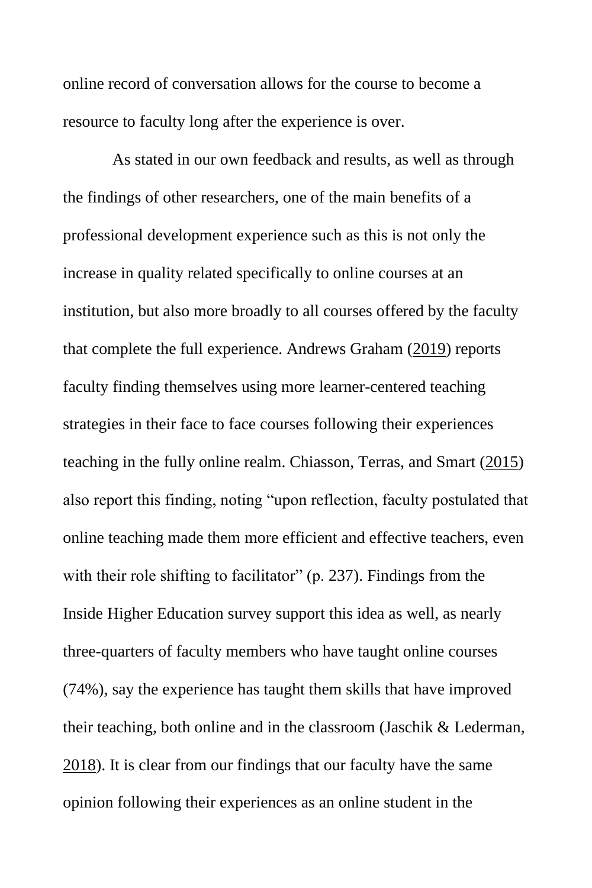online record of conversation allows for the course to become a resource to faculty long after the experience is over.

As stated in our own feedback and results, as well as through the findings of other researchers, one of the main benefits of a professional development experience such as this is not only the increase in quality related specifically to online courses at an institution, but also more broadly to all courses offered by the faculty that complete the full experience. Andrews Graham (2019) reports faculty finding themselves using more learner-centered teaching strategies in their face to face courses following their experiences teaching in the fully online realm. Chiasson, Terras, and Smart (2015) also report this finding, noting "upon reflection, faculty postulated that online teaching made them more efficient and effective teachers, even with their role shifting to facilitator" (p. 237). Findings from the Inside Higher Education survey support this idea as well, as nearly three-quarters of faculty members who have taught online courses (74%), say the experience has taught them skills that have improved their teaching, both online and in the classroom (Jaschik & Lederman, 2018). It is clear from our findings that our faculty have the same opinion following their experiences as an online student in the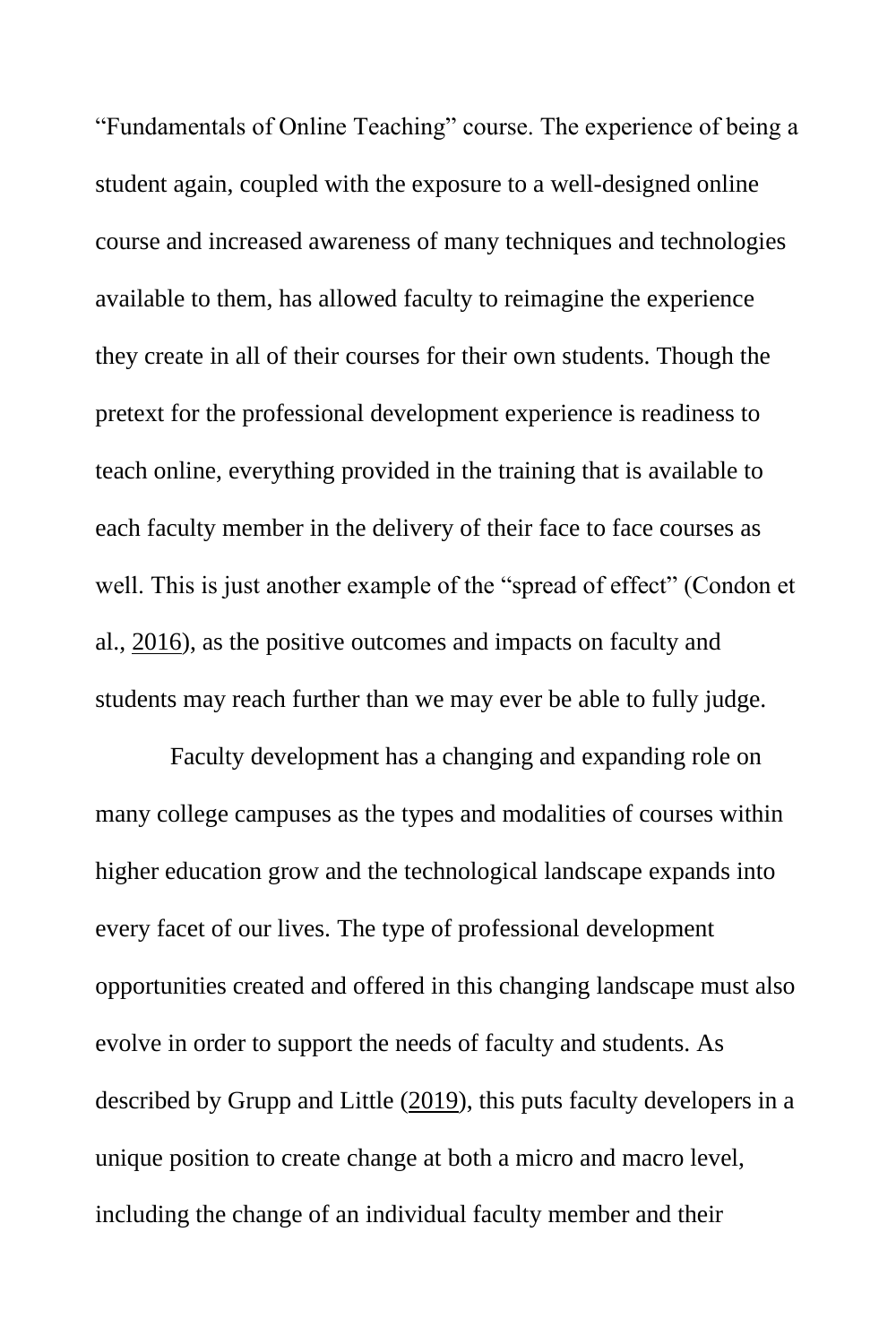"Fundamentals of Online Teaching" course. The experience of being a student again, coupled with the exposure to a well-designed online course and increased awareness of many techniques and technologies available to them, has allowed faculty to reimagine the experience they create in all of their courses for their own students. Though the pretext for the professional development experience is readiness to teach online, everything provided in the training that is available to each faculty member in the delivery of their face to face courses as well. This is just another example of the "spread of effect" (Condon et al., 2016), as the positive outcomes and impacts on faculty and students may reach further than we may ever be able to fully judge.

Faculty development has a changing and expanding role on many college campuses as the types and modalities of courses within higher education grow and the technological landscape expands into every facet of our lives. The type of professional development opportunities created and offered in this changing landscape must also evolve in order to support the needs of faculty and students. As described by Grupp and Little (2019), this puts faculty developers in a unique position to create change at both a micro and macro level, including the change of an individual faculty member and their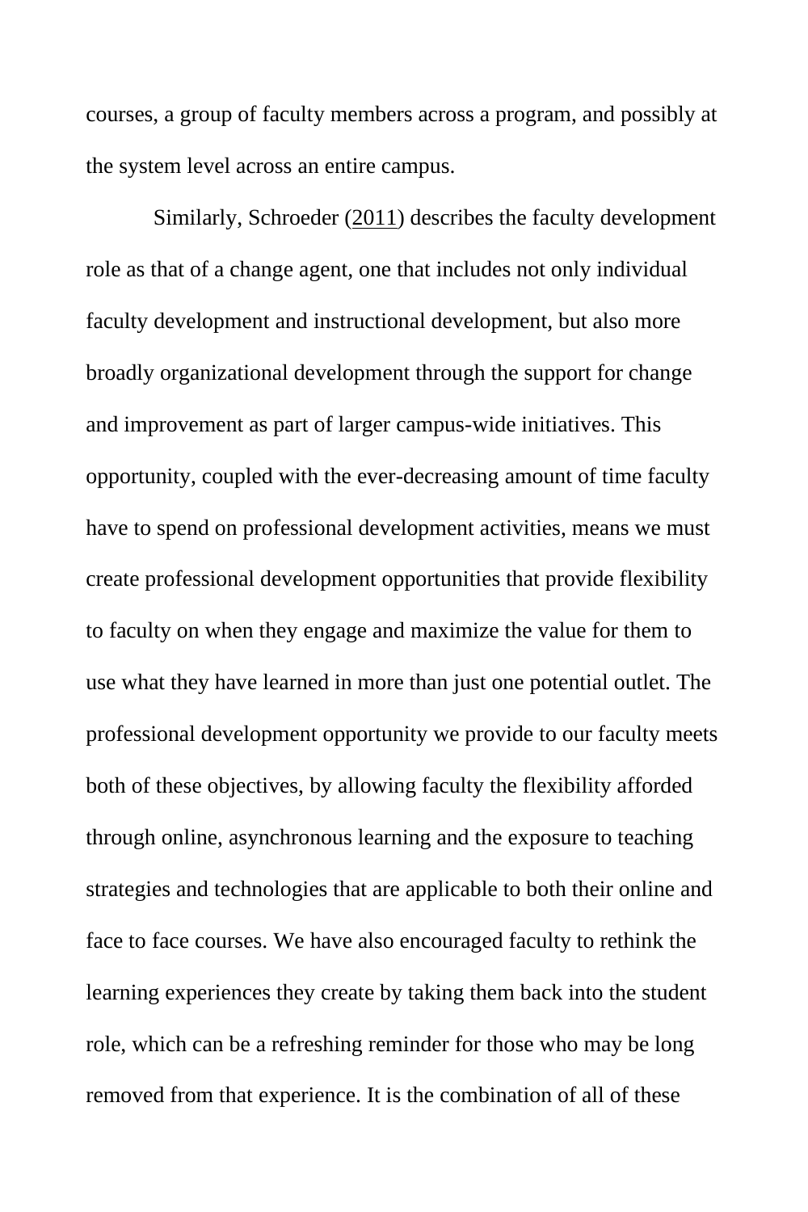courses, a group of faculty members across a program, and possibly at the system level across an entire campus.

Similarly, Schroeder (2011) describes the faculty development role as that of a change agent, one that includes not only individual faculty development and instructional development, but also more broadly organizational development through the support for change and improvement as part of larger campus-wide initiatives. This opportunity, coupled with the ever-decreasing amount of time faculty have to spend on professional development activities, means we must create professional development opportunities that provide flexibility to faculty on when they engage and maximize the value for them to use what they have learned in more than just one potential outlet. The professional development opportunity we provide to our faculty meets both of these objectives, by allowing faculty the flexibility afforded through online, asynchronous learning and the exposure to teaching strategies and technologies that are applicable to both their online and face to face courses. We have also encouraged faculty to rethink the learning experiences they create by taking them back into the student role, which can be a refreshing reminder for those who may be long removed from that experience. It is the combination of all of these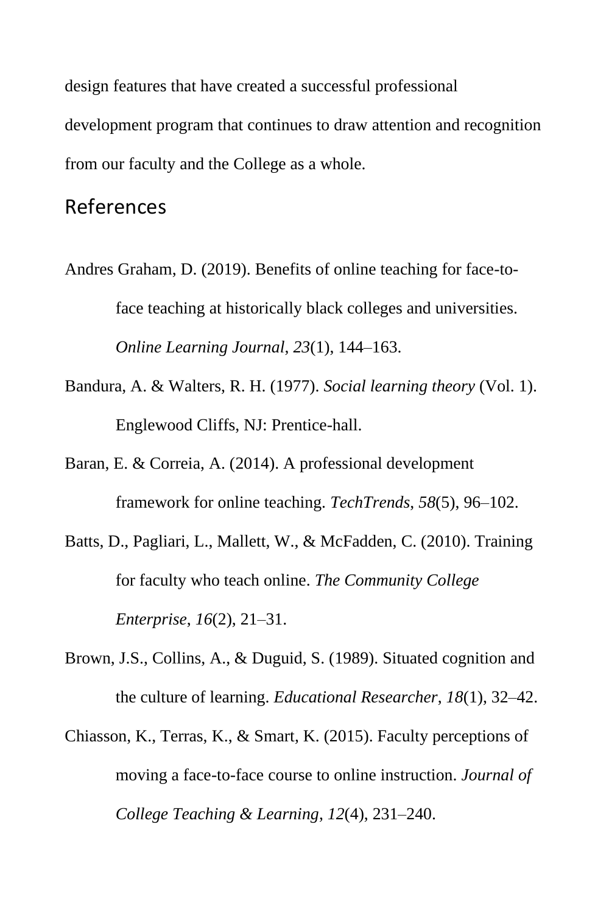design features that have created a successful professional development program that continues to draw attention and recognition from our faculty and the College as a whole.

## References

Andres Graham, D. (2019). Benefits of online teaching for face-to-face teaching at historically black colleges and universities. *Online Learning Journal*, *23*(1), 144–163.

Bandura, A. & Walters, R. H. (1977). *Social learning theory* (Vol. 1). Englewood Cliffs, NJ: Prentice-hall.

Baran, E. & Correia, A. (2014). A professional development framework for online teaching. *TechTrends*, *58*(5), 96–102.

Batts, D., Pagliari, L., Mallett, W., & McFadden, C. (2010). Training for faculty who teach online. *The Community College Enterprise*, *16*(2), 21–31.

Brown, J.S., Collins, A., & Duguid, S. (1989). Situated cognition and the culture of learning. *Educational Researcher*, *18*(1), 32–42.

Chiasson, K., Terras, K., & Smart, K. (2015). Faculty perceptions of moving a face-to-face course to online instruction. *Journal of College Teaching & Learning*, *12*(4), 231–240.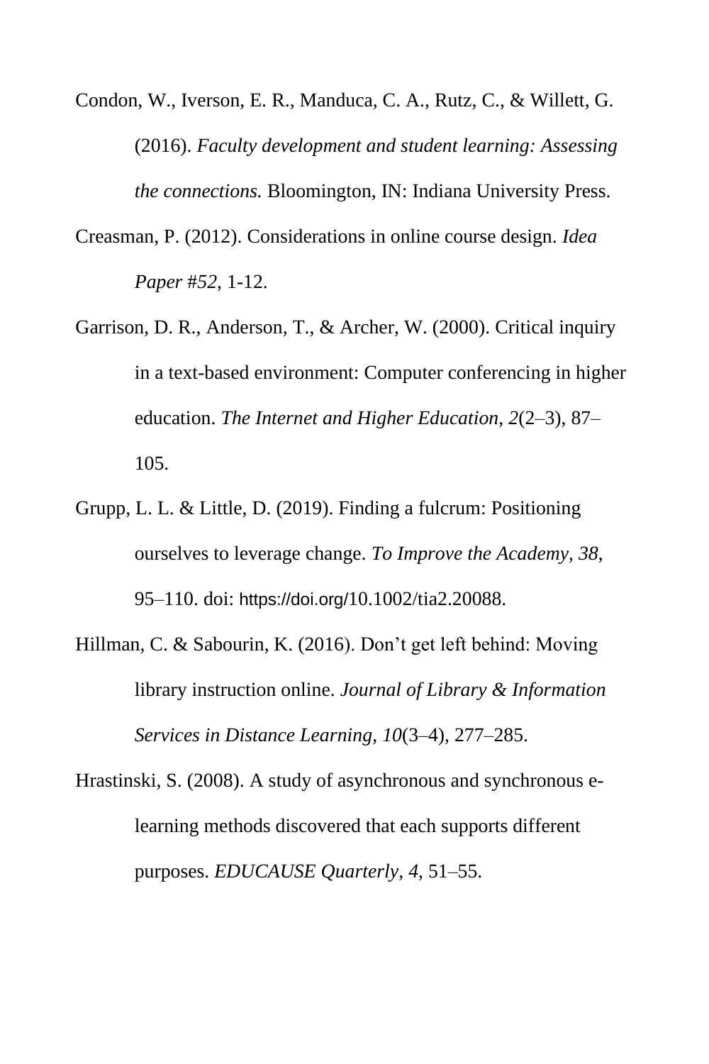Condon, W., Iverson, E. R., Manduca, C. A., Rutz, C., & Willett, G. (2016). *Faculty development and student learning: Assessing the connections.* Bloomington, IN: Indiana University Press.

Creasman, P. (2012). Considerations in online course design. *Idea Paper #52*, 1-12.

Garrison, D. R., Anderson, T., & Archer, W. (2000). Critical inquiry in a text-based environment: Computer conferencing in higher education. *The Internet and Higher Education*, *2*(2–3), 87–105.

Grupp, L. L. & Little, D. (2019). Finding a fulcrum: Positioning ourselves to leverage change. *To Improve the Academy*, *38*, 95–110. doi: https://doi.org/10.1002/tia2.20088.

Hillman, C. & Sabourin, K. (2016). Don't get left behind: Moving library instruction online. *Journal of Library & Information Services in Distance Learning*, *10*(3–4), 277–285.

Hrastinski, S. (2008). A study of asynchronous and synchronous e-learning methods discovered that each supports different purposes. *EDUCAUSE Quarterly*, *4*, 51–55.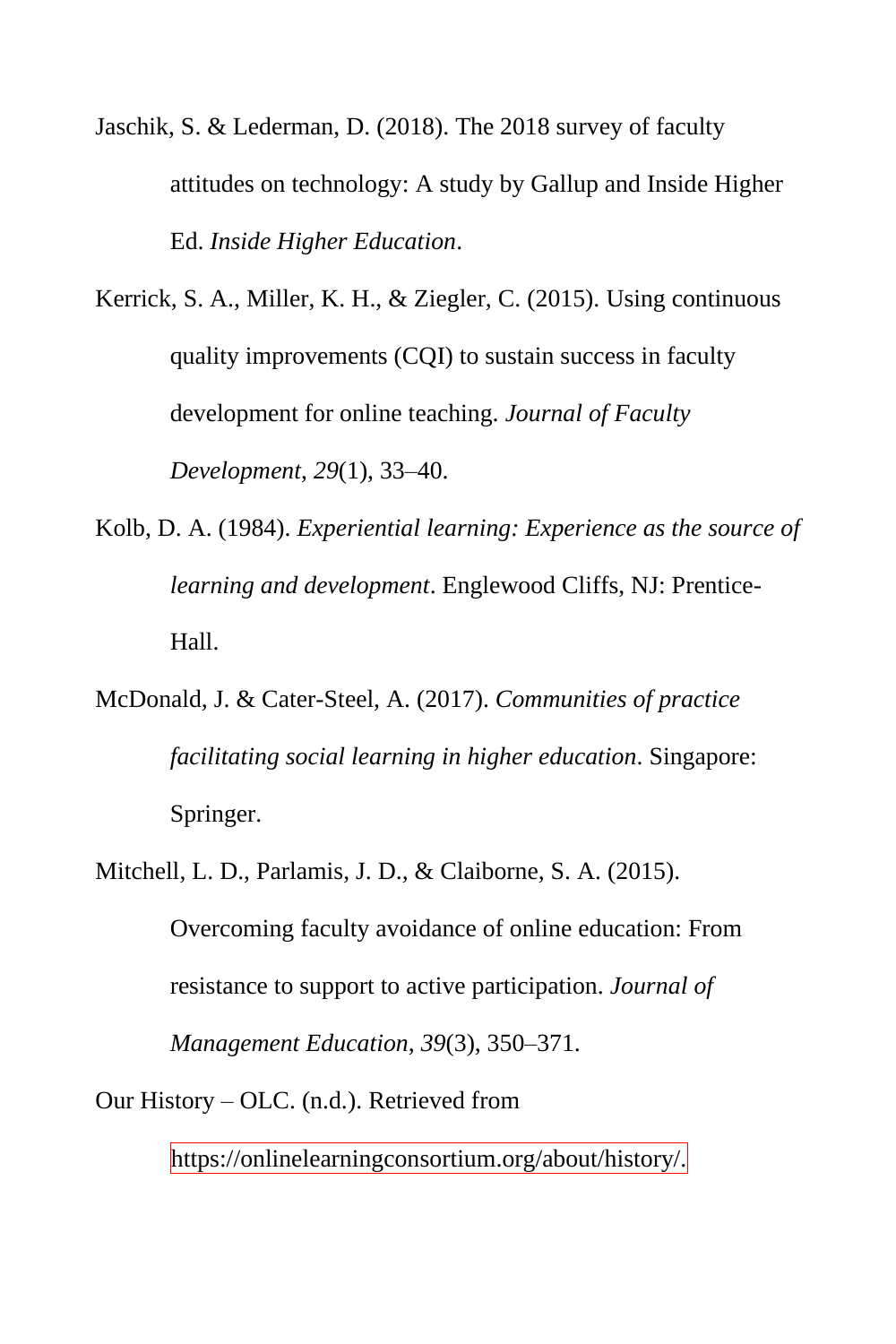Jaschik, S. & Lederman, D. (2018). The 2018 survey of faculty attitudes on technology: A study by Gallup and Inside Higher Ed. *Inside Higher Education*.

Kerrick, S. A., Miller, K. H., & Ziegler, C. (2015). Using continuous quality improvements (CQI) to sustain success in faculty development for online teaching. *Journal of Faculty Development*, *29*(1), 33–40.

Kolb, D. A. (1984). *Experiential learning: Experience as the source of learning and development*. Englewood Cliffs, NJ: Prentice-Hall.

McDonald, J. & Cater-Steel, A. (2017). *Communities of practice facilitating social learning in higher education*. Singapore: Springer.

Mitchell, L. D., Parlamis, J. D., & Claiborne, S. A. (2015). Overcoming faculty avoidance of online education: From resistance to support to active participation. *Journal of Management Education*, *39*(3), 350–371.

Our History – OLC. (n.d.). Retrieved from https://onlinelearningconsortium.org/about/history/.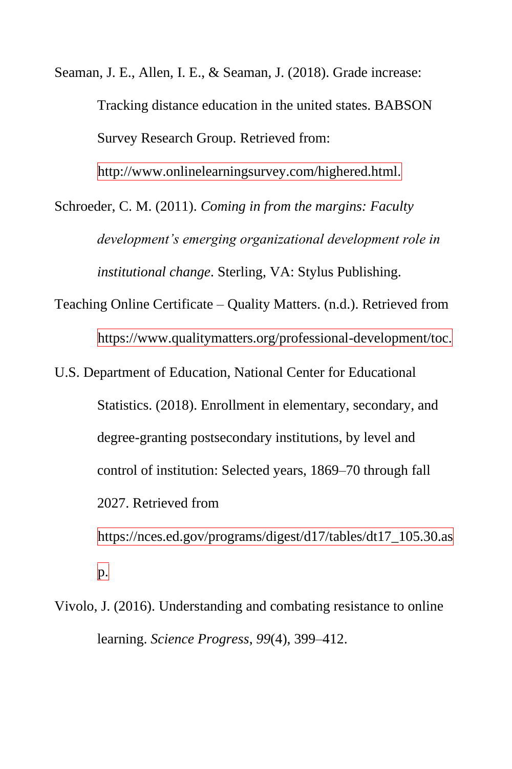Seaman, J. E., Allen, I. E., & Seaman, J. (2018). Grade increase: Tracking distance education in the united states. BABSON Survey Research Group. Retrieved from: http://www.onlinelearningsurvey.com/highered.html.

Schroeder, C. M. (2011). *Coming in from the margins: Faculty development's emerging organizational development role in institutional change*. Sterling, VA: Stylus Publishing.

Teaching Online Certificate – Quality Matters. (n.d.). Retrieved from https://www.qualitymatters.org/professional-development/toc.

U.S. Department of Education, National Center for Educational Statistics. (2018). Enrollment in elementary, secondary, and degree-granting postsecondary institutions, by level and control of institution: Selected years, 1869–70 through fall 2027. Retrieved from https://nces.ed.gov/programs/digest/d17/tables/dt17_105.30.asp.

Vivolo, J. (2016). Understanding and combating resistance to online learning. *Science Progress*, *99*(4), 399–412.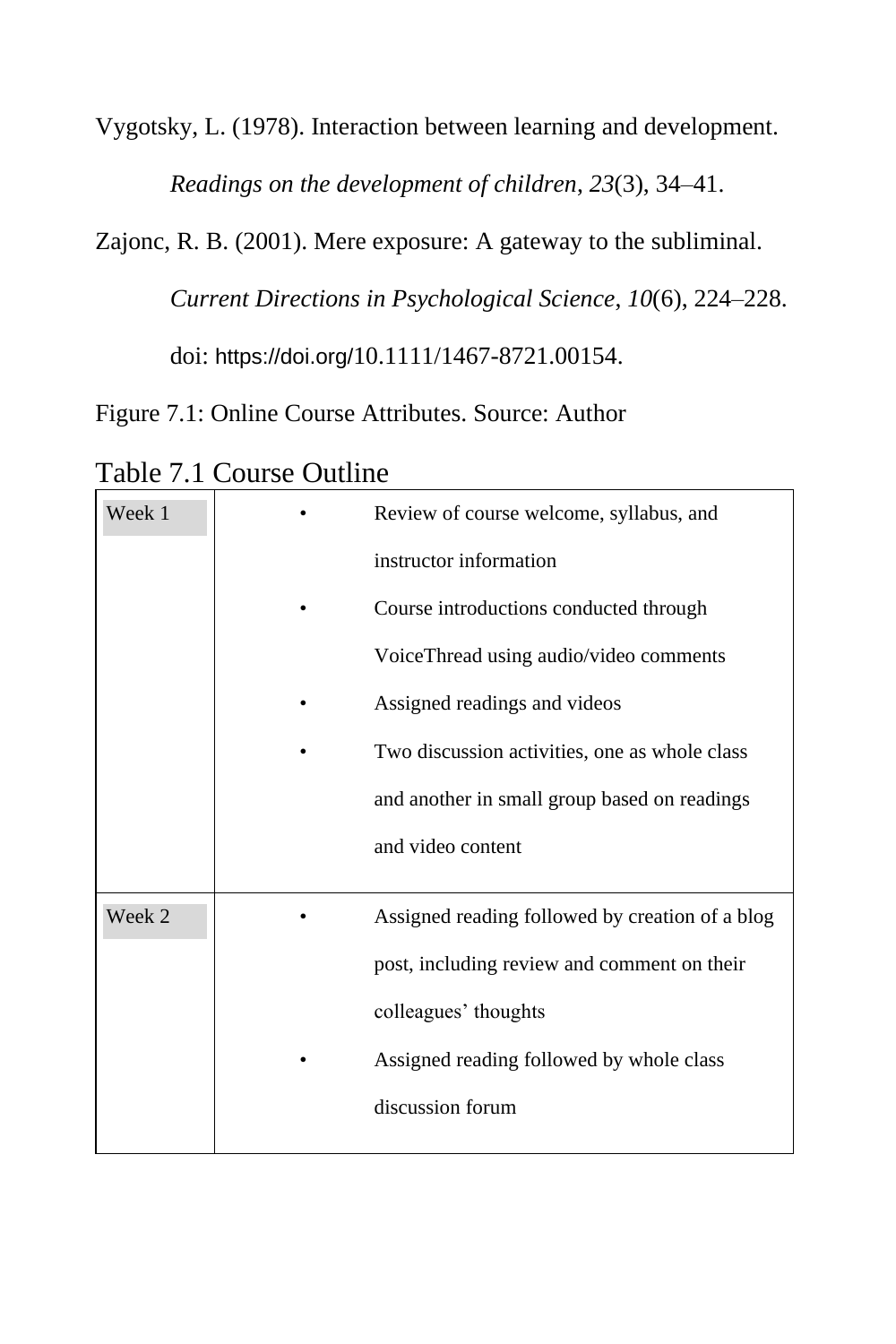Vygotsky, L. (1978). Interaction between learning and development. *Readings on the development of children*, *23*(3), 34–41.

Zajonc, R. B. (2001). Mere exposure: A gateway to the subliminal. *Current Directions in Psychological Science*, *10*(6), 224–228. doi: https://doi.org/10.1111/1467-8721.00154.

Figure 7.1: Online Course Attributes. Source: Author

Table 7.1 Course Outline

| Week | Activities |
|---|---|
| Week 1 | • Review of course welcome, syllabus, and instructor information<br>• Course introductions conducted through VoiceThread using audio/video comments<br>• Assigned readings and videos<br>• Two discussion activities, one as whole class and another in small group based on readings and video content |
| Week 2 | • Assigned reading followed by creation of a blog post, including review and comment on their colleagues' thoughts<br>• Assigned reading followed by whole class discussion forum |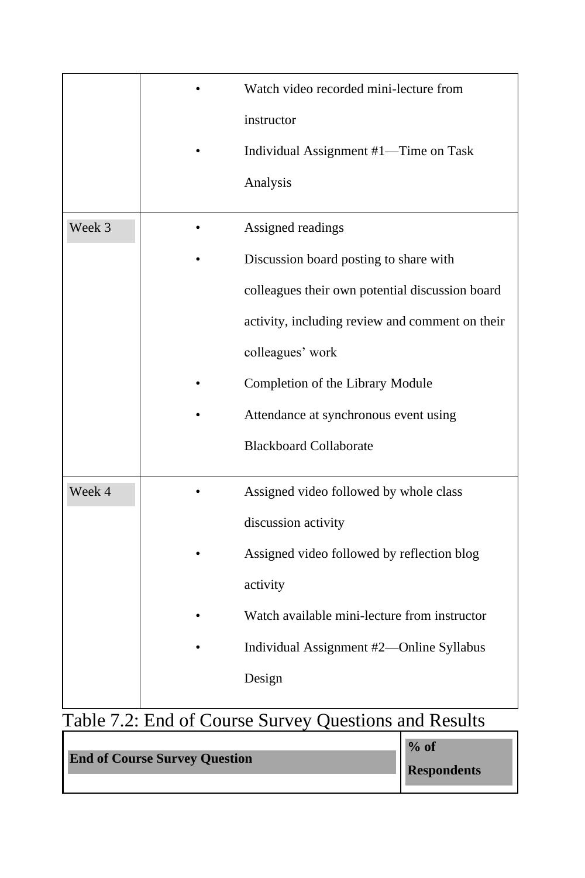| | |
|---|---|
| | • Watch video recorded mini-lecture from instructor<br>• Individual Assignment #1—Time on Task Analysis |
| Week 3 | • Assigned readings<br>• Discussion board posting to share with colleagues their own potential discussion board activity, including review and comment on their colleagues' work<br>• Completion of the Library Module<br>• Attendance at synchronous event using Blackboard Collaborate |
| Week 4 | • Assigned video followed by whole class discussion activity<br>• Assigned video followed by reflection blog activity<br>• Watch available mini-lecture from instructor<br>• Individual Assignment #2—Online Syllabus Design |

Table 7.2: End of Course Survey Questions and Results

| End of Course Survey Question | % of Respondents |
|---|---|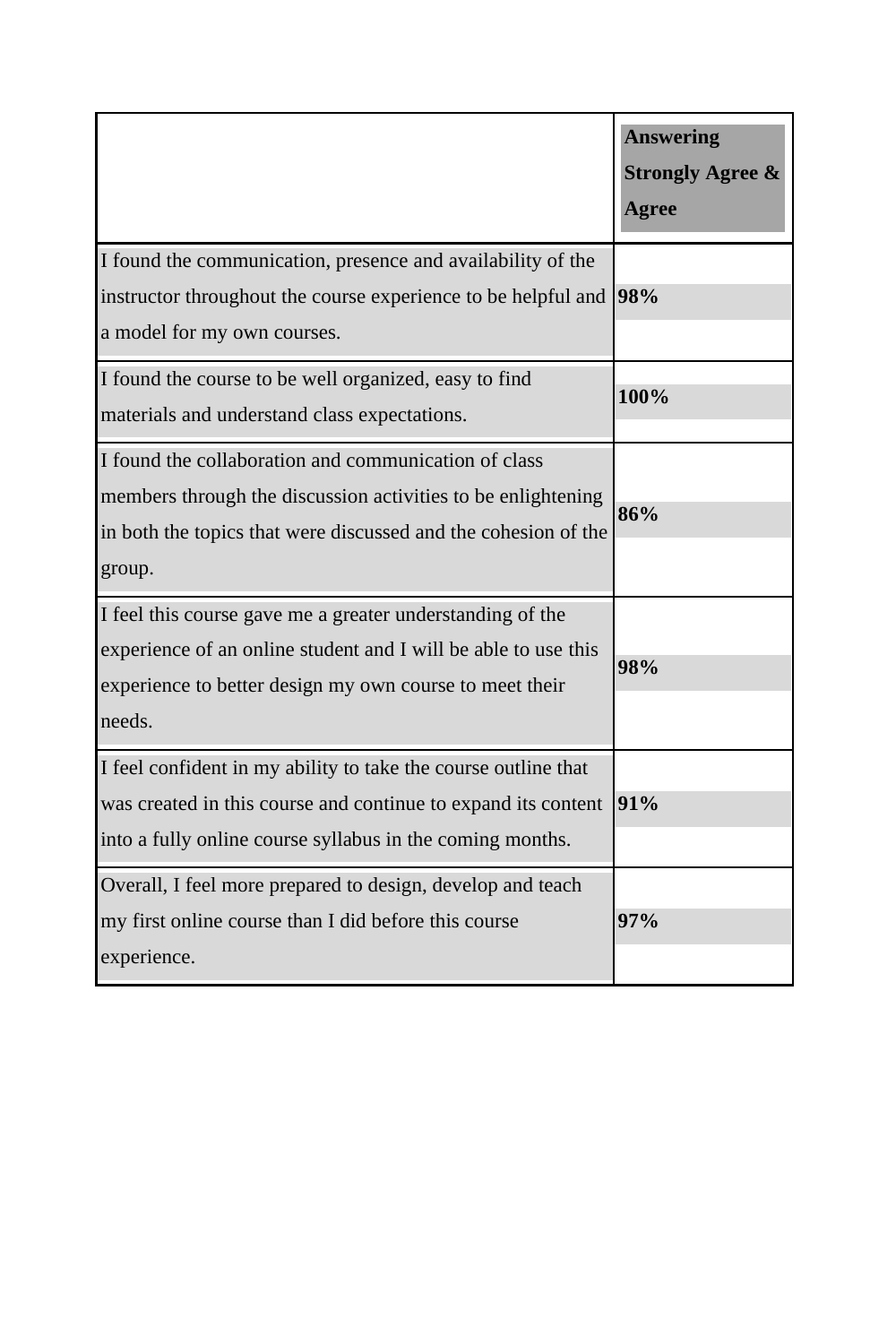| | **Answering Strongly Agree & Agree** |
|---|---|
| I found the communication, presence and availability of the instructor throughout the course experience to be helpful and a model for my own courses. | **98%** |
| I found the course to be well organized, easy to find materials and understand class expectations. | **100%** |
| I found the collaboration and communication of class members through the discussion activities to be enlightening in both the topics that were discussed and the cohesion of the group. | **86%** |
| I feel this course gave me a greater understanding of the experience of an online student and I will be able to use this experience to better design my own course to meet their needs. | **98%** |
| I feel confident in my ability to take the course outline that was created in this course and continue to expand its content into a fully online course syllabus in the coming months. | **91%** |
| Overall, I feel more prepared to design, develop and teach my first online course than I did before this course experience. | **97%** |